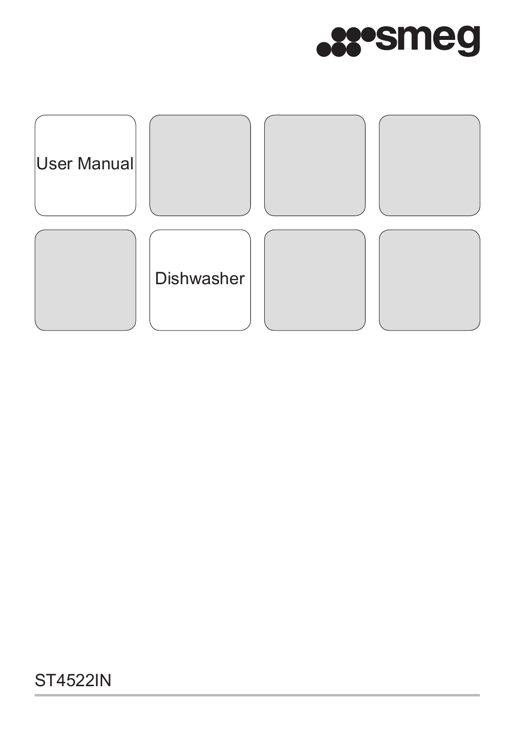smeg

User Manual

Dishwasher

ST4522IN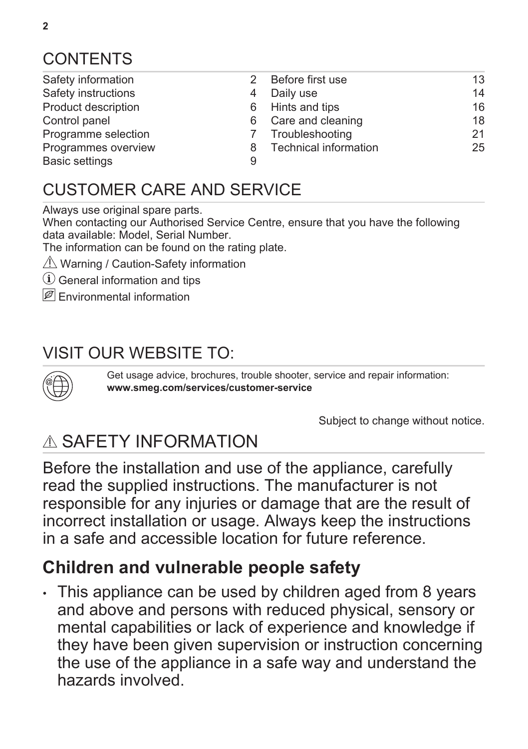# CONTENTS

| | | | |
|---|---|---|---|
| Safety information | 2 | Before first use | 13 |
| Safety instructions | 4 | Daily use | 14 |
| Product description | 6 | Hints and tips | 16 |
| Control panel | 6 | Care and cleaning | 18 |
| Programme selection | 7 | Troubleshooting | 21 |
| Programmes overview | 8 | Technical information | 25 |
| Basic settings | 9 | | |

# CUSTOMER CARE AND SERVICE

Always use original spare parts.
When contacting our Authorised Service Centre, ensure that you have the following data available: Model, Serial Number.
The information can be found on the rating plate.

⚠ Warning / Caution-Safety information

ⓘ General information and tips

Environmental information

# VISIT OUR WEBSITE TO:

Get usage advice, brochures, trouble shooter, service and repair information:
**www.smeg.com/services/customer-service**

Subject to change without notice.

# ⚠ SAFETY INFORMATION

Before the installation and use of the appliance, carefully read the supplied instructions. The manufacturer is not responsible for any injuries or damage that are the result of incorrect installation or usage. Always keep the instructions in a safe and accessible location for future reference.

## Children and vulnerable people safety

- This appliance can be used by children aged from 8 years and above and persons with reduced physical, sensory or mental capabilities or lack of experience and knowledge if they have been given supervision or instruction concerning the use of the appliance in a safe way and understand the hazards involved.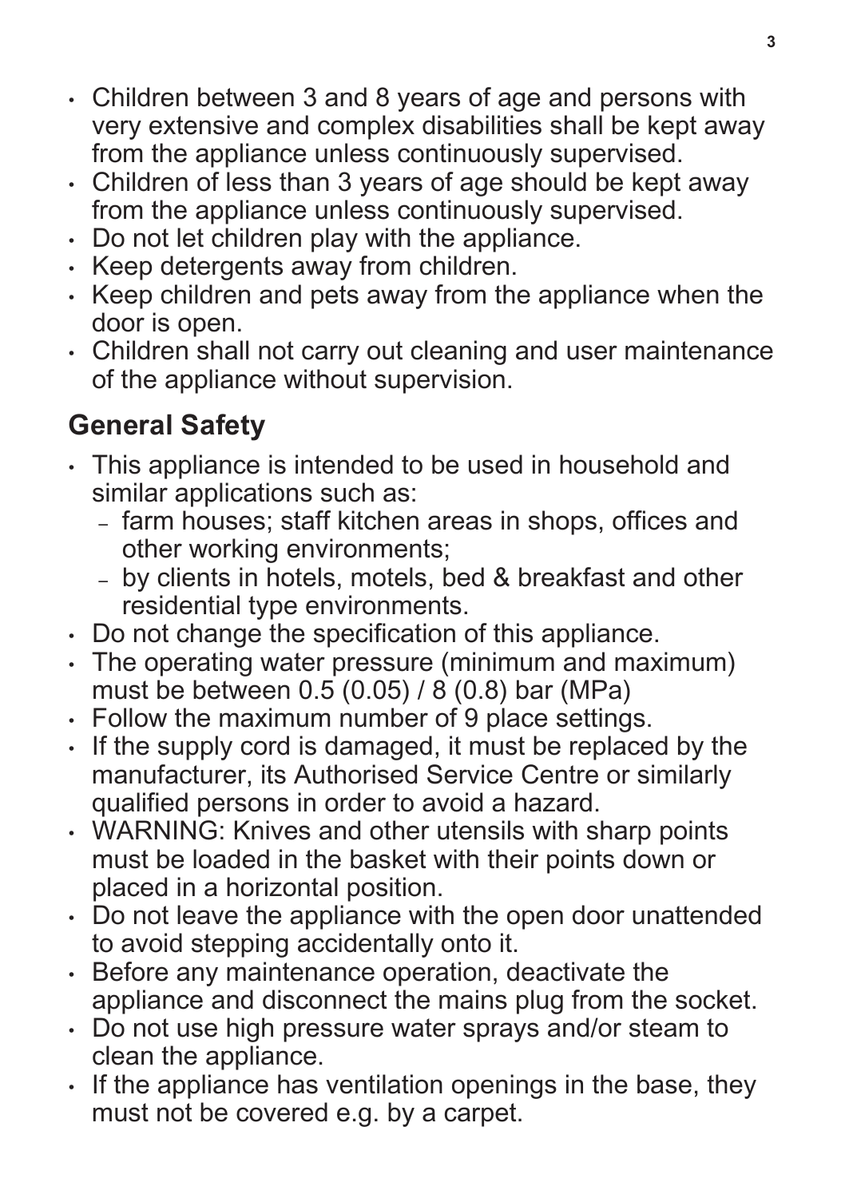- Children between 3 and 8 years of age and persons with very extensive and complex disabilities shall be kept away from the appliance unless continuously supervised.
- Children of less than 3 years of age should be kept away from the appliance unless continuously supervised.
- Do not let children play with the appliance.
- Keep detergents away from children.
- Keep children and pets away from the appliance when the door is open.
- Children shall not carry out cleaning and user maintenance of the appliance without supervision.

## General Safety

- This appliance is intended to be used in household and similar applications such as:
  - farm houses; staff kitchen areas in shops, offices and other working environments;
  - by clients in hotels, motels, bed & breakfast and other residential type environments.
- Do not change the specification of this appliance.
- The operating water pressure (minimum and maximum) must be between 0.5 (0.05) / 8 (0.8) bar (MPa)
- Follow the maximum number of 9 place settings.
- If the supply cord is damaged, it must be replaced by the manufacturer, its Authorised Service Centre or similarly qualified persons in order to avoid a hazard.
- WARNING: Knives and other utensils with sharp points must be loaded in the basket with their points down or placed in a horizontal position.
- Do not leave the appliance with the open door unattended to avoid stepping accidentally onto it.
- Before any maintenance operation, deactivate the appliance and disconnect the mains plug from the socket.
- Do not use high pressure water sprays and/or steam to clean the appliance.
- If the appliance has ventilation openings in the base, they must not be covered e.g. by a carpet.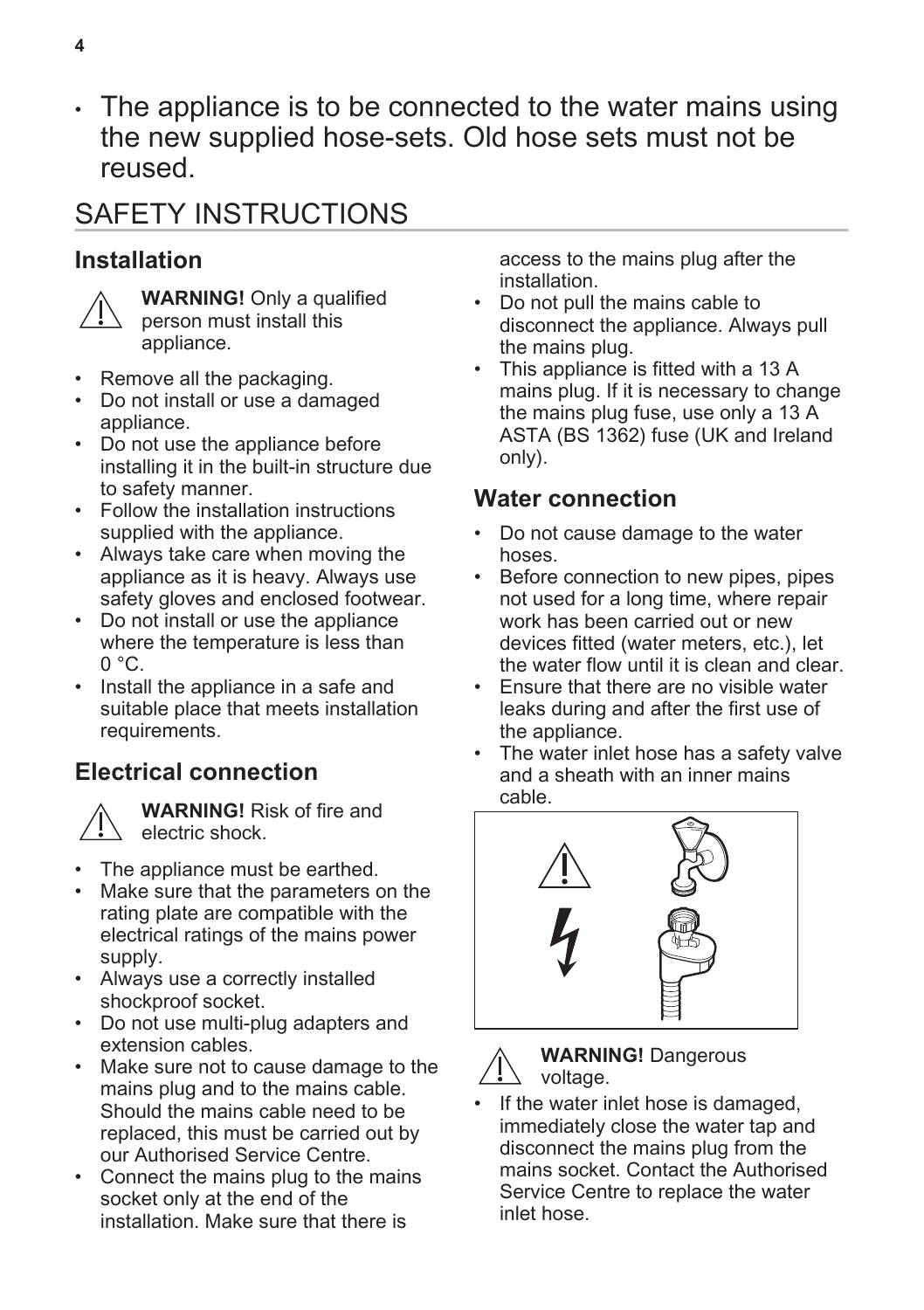- The appliance is to be connected to the water mains using the new supplied hose-sets. Old hose sets must not be reused.

# SAFETY INSTRUCTIONS

## Installation

**WARNING!** Only a qualified person must install this appliance.

- Remove all the packaging.
- Do not install or use a damaged appliance.
- Do not use the appliance before installing it in the built-in structure due to safety manner.
- Follow the installation instructions supplied with the appliance.
- Always take care when moving the appliance as it is heavy. Always use safety gloves and enclosed footwear.
- Do not install or use the appliance where the temperature is less than 0 °C.
- Install the appliance in a safe and suitable place that meets installation requirements.

## Electrical connection

**WARNING!** Risk of fire and electric shock.

- The appliance must be earthed.
- Make sure that the parameters on the rating plate are compatible with the electrical ratings of the mains power supply.
- Always use a correctly installed shockproof socket.
- Do not use multi-plug adapters and extension cables.
- Make sure not to cause damage to the mains plug and to the mains cable. Should the mains cable need to be replaced, this must be carried out by our Authorised Service Centre.
- Connect the mains plug to the mains socket only at the end of the installation. Make sure that there is access to the mains plug after the installation.
- Do not pull the mains cable to disconnect the appliance. Always pull the mains plug.
- This appliance is fitted with a 13 A mains plug. If it is necessary to change the mains plug fuse, use only a 13 A ASTA (BS 1362) fuse (UK and Ireland only).

## Water connection

- Do not cause damage to the water hoses.
- Before connection to new pipes, pipes not used for a long time, where repair work has been carried out or new devices fitted (water meters, etc.), let the water flow until it is clean and clear.
- Ensure that there are no visible water leaks during and after the first use of the appliance.
- The water inlet hose has a safety valve and a sheath with an inner mains cable.

**WARNING!** Dangerous voltage.

- If the water inlet hose is damaged, immediately close the water tap and disconnect the mains plug from the mains socket. Contact the Authorised Service Centre to replace the water inlet hose.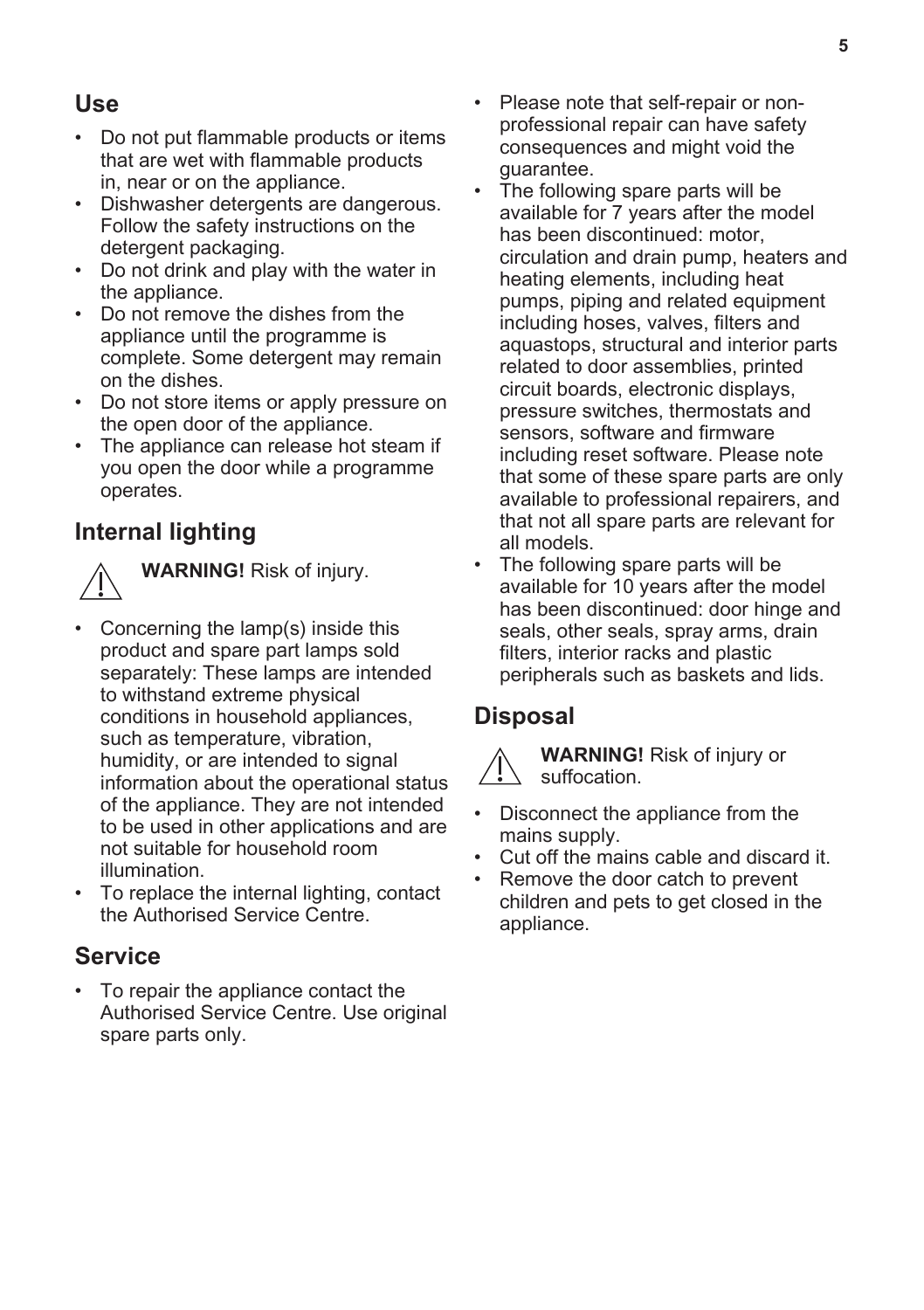## Use

- Do not put flammable products or items that are wet with flammable products in, near or on the appliance.
- Dishwasher detergents are dangerous. Follow the safety instructions on the detergent packaging.
- Do not drink and play with the water in the appliance.
- Do not remove the dishes from the appliance until the programme is complete. Some detergent may remain on the dishes.
- Do not store items or apply pressure on the open door of the appliance.
- The appliance can release hot steam if you open the door while a programme operates.

## Internal lighting

**WARNING!** Risk of injury.

- Concerning the lamp(s) inside this product and spare part lamps sold separately: These lamps are intended to withstand extreme physical conditions in household appliances, such as temperature, vibration, humidity, or are intended to signal information about the operational status of the appliance. They are not intended to be used in other applications and are not suitable for household room illumination.
- To replace the internal lighting, contact the Authorised Service Centre.

## Service

- To repair the appliance contact the Authorised Service Centre. Use original spare parts only.
- Please note that self-repair or non-professional repair can have safety consequences and might void the guarantee.
- The following spare parts will be available for 7 years after the model has been discontinued: motor, circulation and drain pump, heaters and heating elements, including heat pumps, piping and related equipment including hoses, valves, filters and aquastops, structural and interior parts related to door assemblies, printed circuit boards, electronic displays, pressure switches, thermostats and sensors, software and firmware including reset software. Please note that some of these spare parts are only available to professional repairers, and that not all spare parts are relevant for all models.
- The following spare parts will be available for 10 years after the model has been discontinued: door hinge and seals, other seals, spray arms, drain filters, interior racks and plastic peripherals such as baskets and lids.

## Disposal

**WARNING!** Risk of injury or suffocation.

- Disconnect the appliance from the mains supply.
- Cut off the mains cable and discard it.
- Remove the door catch to prevent children and pets to get closed in the appliance.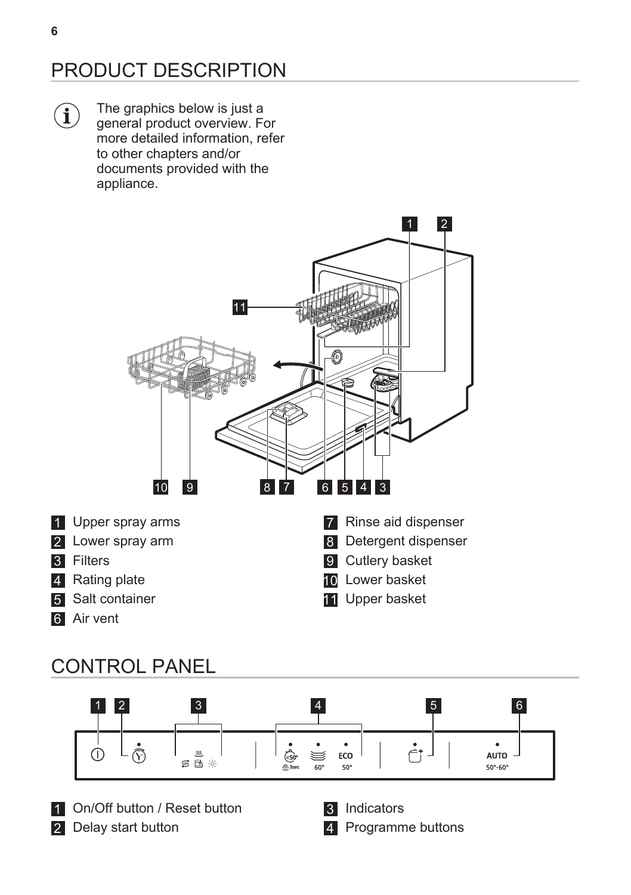# PRODUCT DESCRIPTION

The graphics below is just a general product overview. For more detailed information, refer to other chapters and/or documents provided with the appliance.

1. Upper spray arms
2. Lower spray arm
3. Filters
4. Rating plate
5. Salt container
6. Air vent
7. Rinse aid dispenser
8. Detergent dispenser
9. Cutlery basket
10. Lower basket
11. Upper basket

# CONTROL PANEL

1. On/Off button / Reset button
2. Delay start button
3. Indicators
4. Programme buttons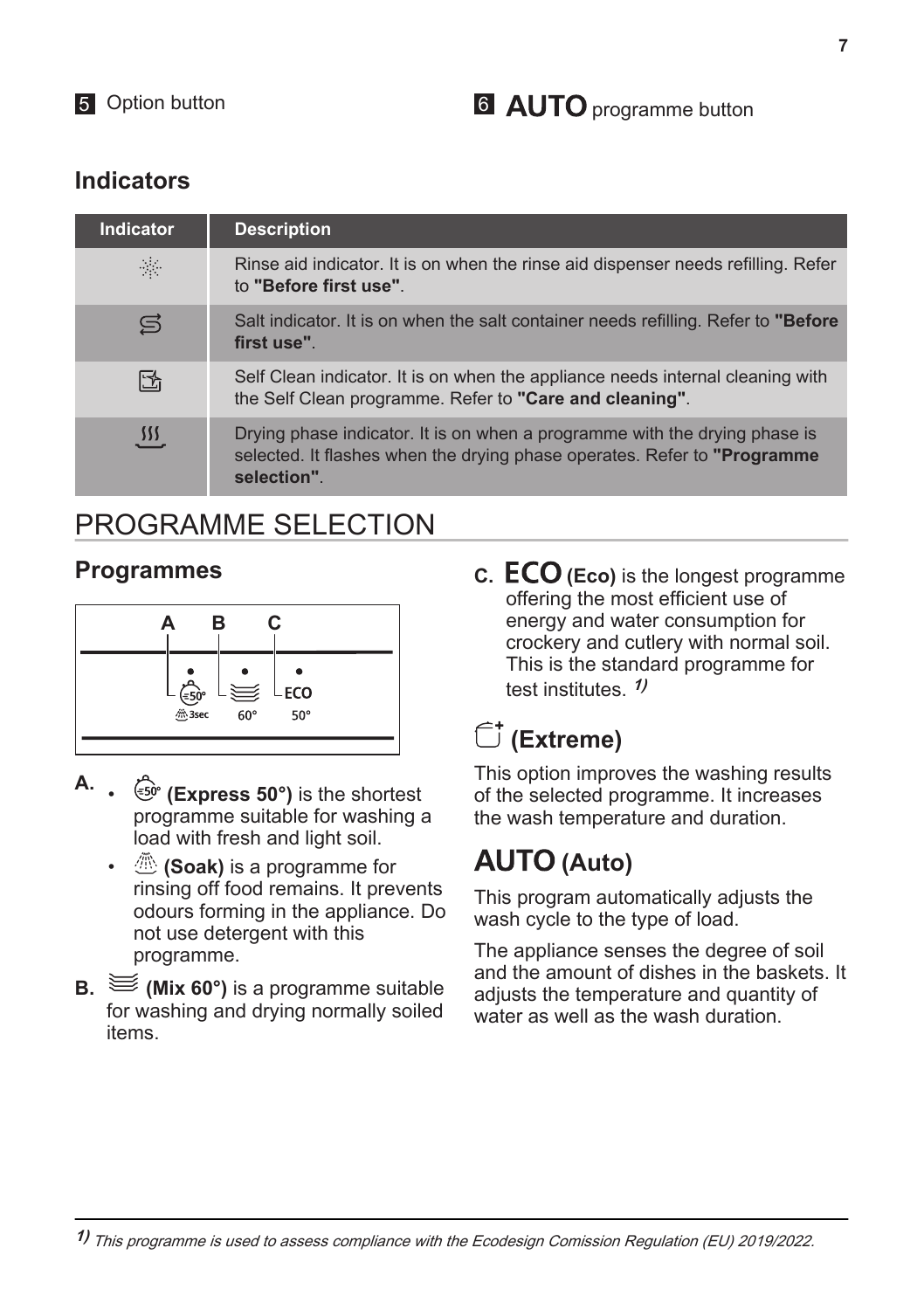5 Option button

6 **AUTO** programme button

## Indicators

| Indicator | Description |
|---|---|
| ☼ | Rinse aid indicator. It is on when the rinse aid dispenser needs refilling. Refer to **"Before first use"**. |
| S | Salt indicator. It is on when the salt container needs refilling. Refer to **"Before first use"**. |
| ☑ | Self Clean indicator. It is on when the appliance needs internal cleaning with the Self Clean programme. Refer to **"Care and cleaning"**. |
| ≋ | Drying phase indicator. It is on when a programme with the drying phase is selected. It flashes when the drying phase operates. Refer to **"Programme selection"**. |

# PROGRAMME SELECTION

## Programmes

A B C

50° 60° ECO

3sec 60° 50°

**A.**
- **(Express 50°)** is the shortest programme suitable for washing a load with fresh and light soil.
- **(Soak)** is a programme for rinsing off food remains. It prevents odours forming in the appliance. Do not use detergent with this programme.

**B.** **(Mix 60°)** is a programme suitable for washing and drying normally soiled items.

**C.** **ECO (Eco)** is the longest programme offering the most efficient use of energy and water consumption for crockery and cutlery with normal soil. This is the standard programme for test institutes. [1)]

## (Extreme)

This option improves the washing results of the selected programme. It increases the wash temperature and duration.

## AUTO (Auto)

This program automatically adjusts the wash cycle to the type of load.

The appliance senses the degree of soil and the amount of dishes in the baskets. It adjusts the temperature and quantity of water as well as the wash duration.

[1)] *This programme is used to assess compliance with the Ecodesign Comission Regulation (EU) 2019/2022.*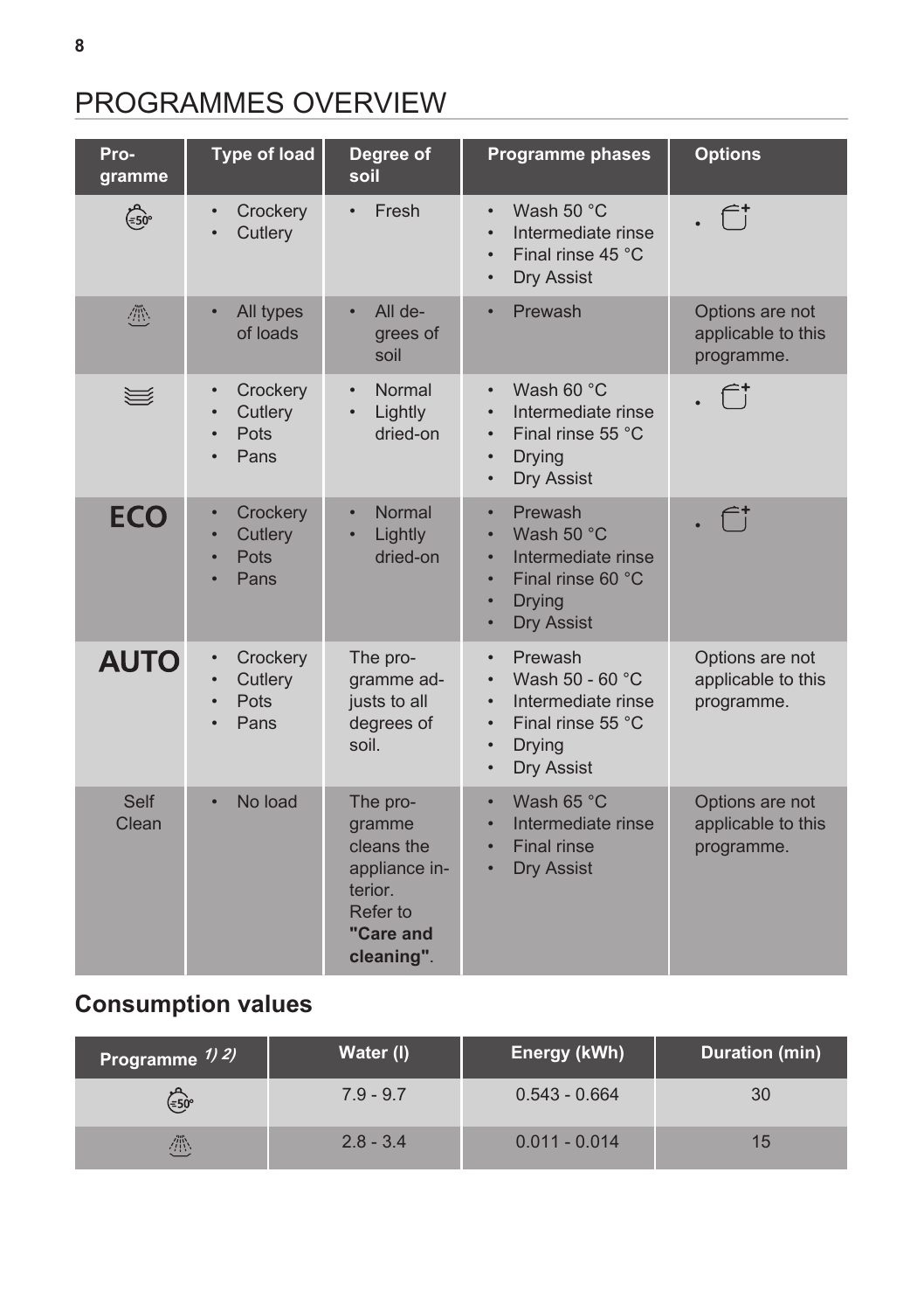# PROGRAMMES OVERVIEW

| Programme | Type of load | Degree of soil | Programme phases | Options |
|---|---|---|---|---|
| ≤50° | • Crockery<br>• Cutlery | • Fresh | • Wash 50 °C<br>• Intermediate rinse<br>• Final rinse 45 °C<br>• Dry Assist | • |
| | • All types of loads | • All degrees of soil | • Prewash | Options are not applicable to this programme. |
| | • Crockery<br>• Cutlery<br>• Pots<br>• Pans | • Normal<br>• Lightly dried-on | • Wash 60 °C<br>• Intermediate rinse<br>• Final rinse 55 °C<br>• Drying<br>• Dry Assist | • |
| ECO | • Crockery<br>• Cutlery<br>• Pots<br>• Pans | • Normal<br>• Lightly dried-on | • Prewash<br>• Wash 50 °C<br>• Intermediate rinse<br>• Final rinse 60 °C<br>• Drying<br>• Dry Assist | • |
| AUTO | • Crockery<br>• Cutlery<br>• Pots<br>• Pans | The programme adjusts to all degrees of soil. | • Prewash<br>• Wash 50 - 60 °C<br>• Intermediate rinse<br>• Final rinse 55 °C<br>• Drying<br>• Dry Assist | Options are not applicable to this programme. |
| Self Clean | • No load | The programme cleans the appliance interior. Refer to **"Care and cleaning"**. | • Wash 65 °C<br>• Intermediate rinse<br>• Final rinse<br>• Dry Assist | Options are not applicable to this programme. |

## Consumption values

| Programme *1) 2)* | Water (l) | Energy (kWh) | Duration (min) |
|---|---|---|---|
| ≤50° | 7.9 - 9.7 | 0.543 - 0.664 | 30 |
| | 2.8 - 3.4 | 0.011 - 0.014 | 15 |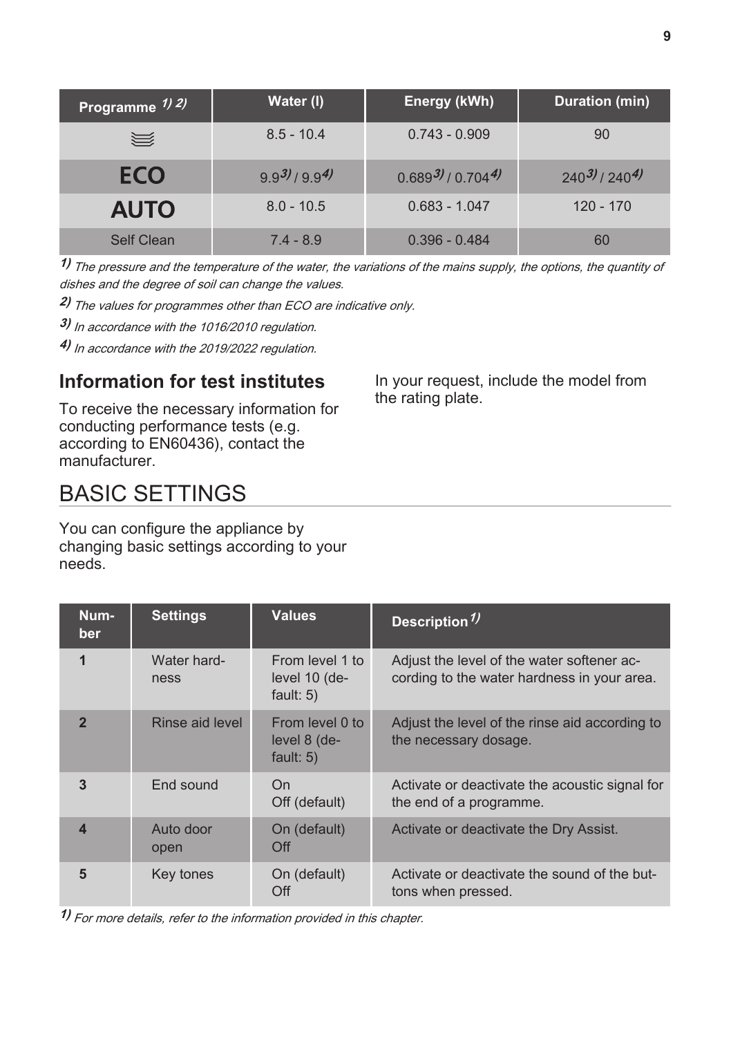| Programme [1) 2)] | Water (l) | Energy (kWh) | Duration (min) |
|---|---|---|---|
| ≋ | 8.5 - 10.4 | 0.743 - 0.909 | 90 |
| **ECO** | 9.9[3)] / 9.9[4)] | 0.689[3)] / 0.704[4)] | 240[3)] / 240[4)] |
| **AUTO** | 8.0 - 10.5 | 0.683 - 1.047 | 120 - 170 |
| Self Clean | 7.4 - 8.9 | 0.396 - 0.484 | 60 |

*1) The pressure and the temperature of the water, the variations of the mains supply, the options, the quantity of dishes and the degree of soil can change the values.*

*2) The values for programmes other than ECO are indicative only.*

*3) In accordance with the 1016/2010 regulation.*

*4) In accordance with the 2019/2022 regulation.*

## Information for test institutes

To receive the necessary information for conducting performance tests (e.g. according to EN60436), contact the manufacturer.

In your request, include the model from the rating plate.

# BASIC SETTINGS

You can configure the appliance by changing basic settings according to your needs.

| Number | Settings | Values | Description [1)] |
|---|---|---|---|
| **1** | Water hardness | From level 1 to level 10 (default: 5) | Adjust the level of the water softener according to the water hardness in your area. |
| **2** | Rinse aid level | From level 0 to level 8 (default: 5) | Adjust the level of the rinse aid according to the necessary dosage. |
| **3** | End sound | On<br>Off (default) | Activate or deactivate the acoustic signal for the end of a programme. |
| **4** | Auto door open | On (default)<br>Off | Activate or deactivate the Dry Assist. |
| **5** | Key tones | On (default)<br>Off | Activate or deactivate the sound of the buttons when pressed. |

*1) For more details, refer to the information provided in this chapter.*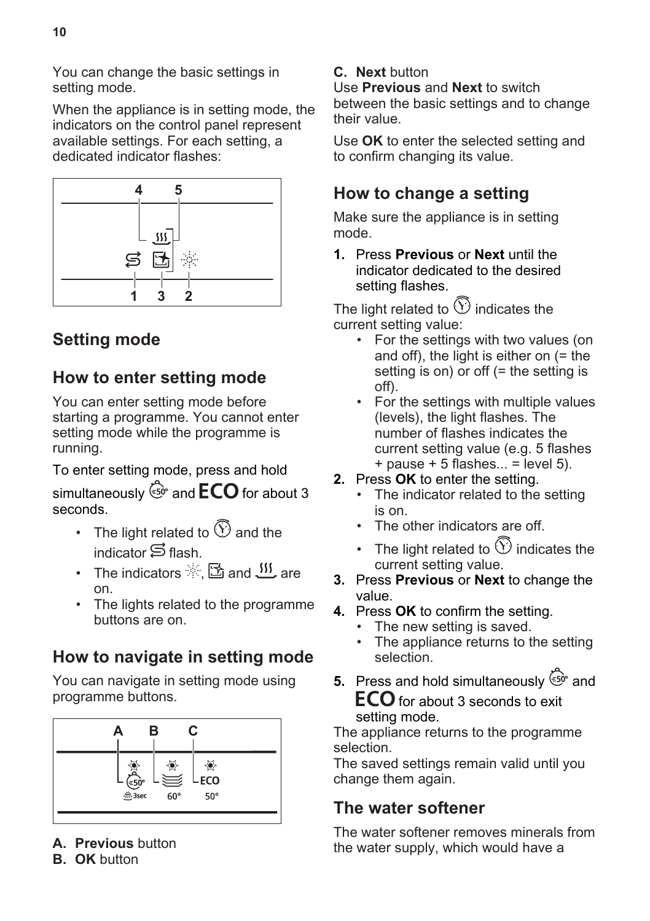You can change the basic settings in setting mode.

When the appliance is in setting mode, the indicators on the control panel represent available settings. For each setting, a dedicated indicator flashes:

## Setting mode

### How to enter setting mode

You can enter setting mode before starting a programme. You cannot enter setting mode while the programme is running.

To enter setting mode, press and hold simultaneously and **ECO** for about 3 seconds.

- The light related to and the indicator flash.
- The indicators , and are on.
- The lights related to the programme buttons are on.

### How to navigate in setting mode

You can navigate in setting mode using programme buttons.

**A. Previous** button
**B. OK** button
**C. Next** button

Use **Previous** and **Next** to switch between the basic settings and to change their value.

Use **OK** to enter the selected setting and to confirm changing its value.

### How to change a setting

Make sure the appliance is in setting mode.

1. Press **Previous** or **Next** until the indicator dedicated to the desired setting flashes.

The light related to indicates the current setting value:

- For the settings with two values (on and off), the light is either on (= the setting is on) or off (= the setting is off).
- For the settings with multiple values (levels), the light flashes. The number of flashes indicates the current setting value (e.g. 5 flashes + pause + 5 flashes... = level 5).

2. Press **OK** to enter the setting.
   - The indicator related to the setting is on.
   - The other indicators are off.
   - The light related to indicates the current setting value.
3. Press **Previous** or **Next** to change the value.
4. Press **OK** to confirm the setting.
   - The new setting is saved.
   - The appliance returns to the setting selection.
5. Press and hold simultaneously and **ECO** for about 3 seconds to exit setting mode.

The appliance returns to the programme selection.
The saved settings remain valid until you change them again.

### The water softener

The water softener removes minerals from the water supply, which would have a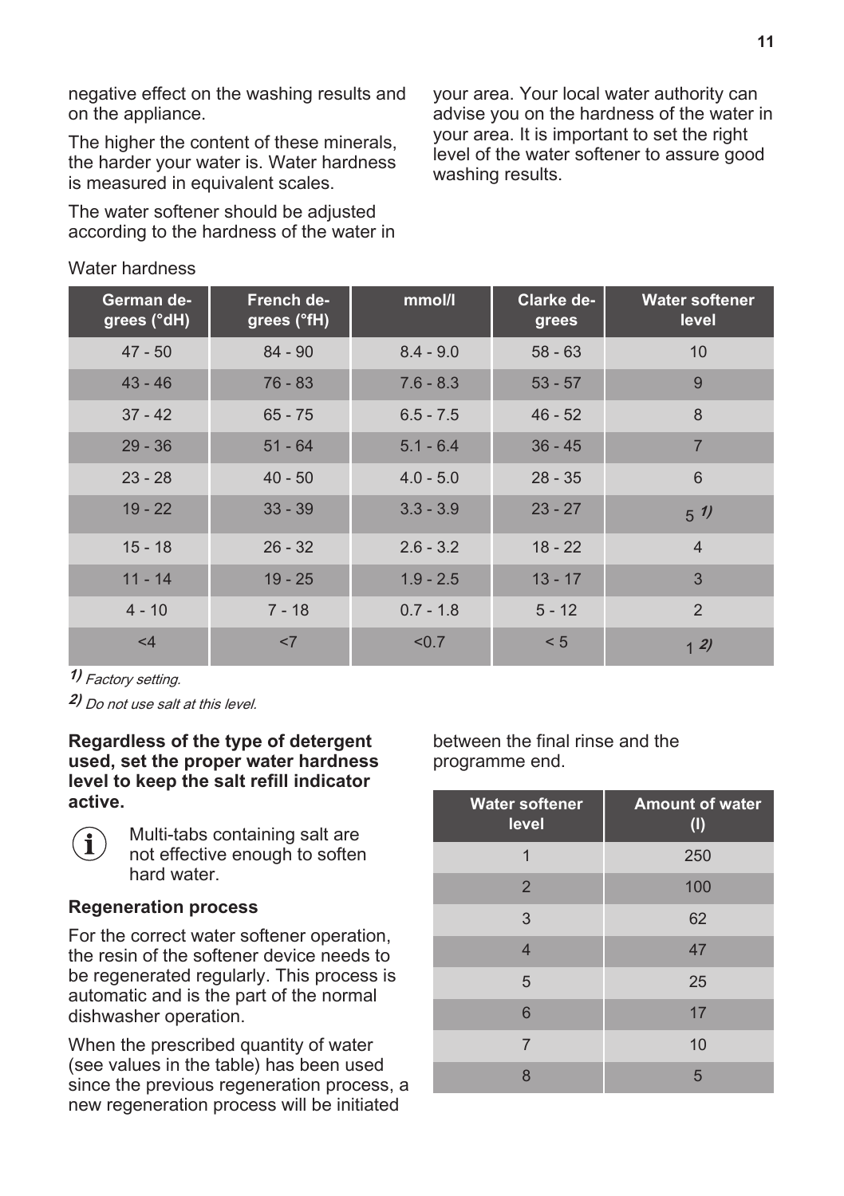negative effect on the washing results and on the appliance.

The higher the content of these minerals, the harder your water is. Water hardness is measured in equivalent scales.

The water softener should be adjusted according to the hardness of the water in your area. Your local water authority can advise you on the hardness of the water in your area. It is important to set the right level of the water softener to assure good washing results.

Water hardness

| German degrees (°dH) | French degrees (°fH) | mmol/l | Clarke degrees | Water softener level |
|---|---|---|---|---|
| 47 - 50 | 84 - 90 | 8.4 - 9.0 | 58 - 63 | 10 |
| 43 - 46 | 76 - 83 | 7.6 - 8.3 | 53 - 57 | 9 |
| 37 - 42 | 65 - 75 | 6.5 - 7.5 | 46 - 52 | 8 |
| 29 - 36 | 51 - 64 | 5.1 - 6.4 | 36 - 45 | 7 |
| 23 - 28 | 40 - 50 | 4.0 - 5.0 | 28 - 35 | 6 |
| 19 - 22 | 33 - 39 | 3.3 - 3.9 | 23 - 27 | 5 [1] |
| 15 - 18 | 26 - 32 | 2.6 - 3.2 | 18 - 22 | 4 |
| 11 - 14 | 19 - 25 | 1.9 - 2.5 | 13 - 17 | 3 |
| 4 - 10 | 7 - 18 | 0.7 - 1.8 | 5 - 12 | 2 |
| <4 | <7 | <0.7 | < 5 | 1 [2] |

[1] *Factory setting.*

[2] *Do not use salt at this level.*

**Regardless of the type of detergent used, set the proper water hardness level to keep the salt refill indicator active.**

Multi-tabs containing salt are not effective enough to soften hard water.

### Regeneration process

For the correct water softener operation, the resin of the softener device needs to be regenerated regularly. This process is automatic and is the part of the normal dishwasher operation.

When the prescribed quantity of water (see values in the table) has been used since the previous regeneration process, a new regeneration process will be initiated between the final rinse and the programme end.

| Water softener level | Amount of water (l) |
|---|---|
| 1 | 250 |
| 2 | 100 |
| 3 | 62 |
| 4 | 47 |
| 5 | 25 |
| 6 | 17 |
| 7 | 10 |
| 8 | 5 |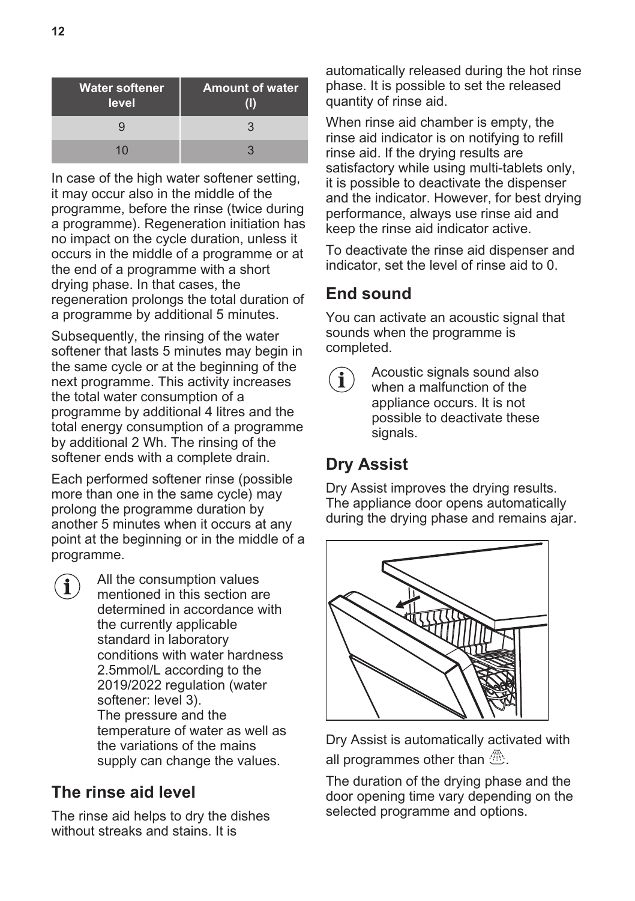| Water softener level | Amount of water (l) |
| --- | --- |
| 9 | 3 |
| 10 | 3 |

In case of the high water softener setting, it may occur also in the middle of the programme, before the rinse (twice during a programme). Regeneration initiation has no impact on the cycle duration, unless it occurs in the middle of a programme or at the end of a programme with a short drying phase. In that cases, the regeneration prolongs the total duration of a programme by additional 5 minutes.

Subsequently, the rinsing of the water softener that lasts 5 minutes may begin in the same cycle or at the beginning of the next programme. This activity increases the total water consumption of a programme by additional 4 litres and the total energy consumption of a programme by additional 2 Wh. The rinsing of the softener ends with a complete drain.

Each performed softener rinse (possible more than one in the same cycle) may prolong the programme duration by another 5 minutes when it occurs at any point at the beginning or in the middle of a programme.

> All the consumption values mentioned in this section are determined in accordance with the currently applicable standard in laboratory conditions with water hardness 2.5mmol/L according to the 2019/2022 regulation (water softener: level 3).
> The pressure and the temperature of water as well as the variations of the mains supply can change the values.

## The rinse aid level

The rinse aid helps to dry the dishes without streaks and stains. It is automatically released during the hot rinse phase. It is possible to set the released quantity of rinse aid.

When rinse aid chamber is empty, the rinse aid indicator is on notifying to refill rinse aid. If the drying results are satisfactory while using multi-tablets only, it is possible to deactivate the dispenser and the indicator. However, for best drying performance, always use rinse aid and keep the rinse aid indicator active.

To deactivate the rinse aid dispenser and indicator, set the level of rinse aid to 0.

## End sound

You can activate an acoustic signal that sounds when the programme is completed.

> Acoustic signals sound also when a malfunction of the appliance occurs. It is not possible to deactivate these signals.

## Dry Assist

Dry Assist improves the drying results. The appliance door opens automatically during the drying phase and remains ajar.

Dry Assist is automatically activated with all programmes other than .

The duration of the drying phase and the door opening time vary depending on the selected programme and options.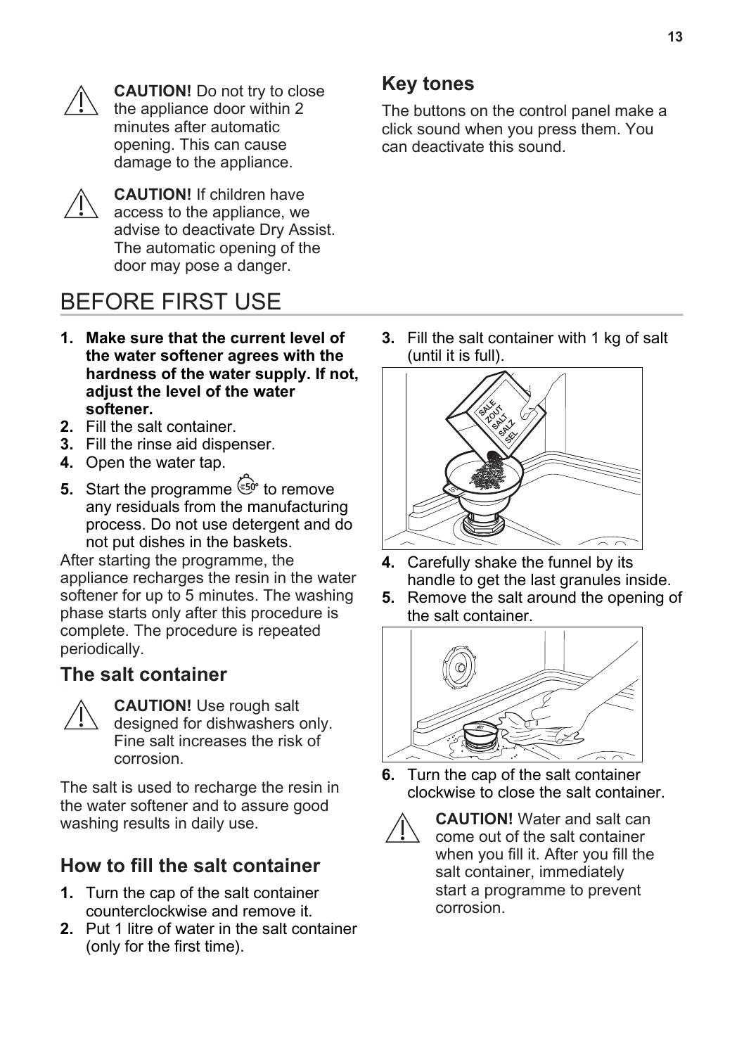**CAUTION!** Do not try to close the appliance door within 2 minutes after automatic opening. This can cause damage to the appliance.

**CAUTION!** If children have access to the appliance, we advise to deactivate Dry Assist. The automatic opening of the door may pose a danger.

## Key tones

The buttons on the control panel make a click sound when you press them. You can deactivate this sound.

# BEFORE FIRST USE

1. **Make sure that the current level of the water softener agrees with the hardness of the water supply. If not, adjust the level of the water softener.**
2. Fill the salt container.
3. Fill the rinse aid dispenser.
4. Open the water tap.
5. Start the programme ⏱50° to remove any residuals from the manufacturing process. Do not use detergent and do not put dishes in the baskets.

After starting the programme, the appliance recharges the resin in the water softener for up to 5 minutes. The washing phase starts only after this procedure is complete. The procedure is repeated periodically.

## The salt container

**CAUTION!** Use rough salt designed for dishwashers only. Fine salt increases the risk of corrosion.

The salt is used to recharge the resin in the water softener and to assure good washing results in daily use.

## How to fill the salt container

1. Turn the cap of the salt container counterclockwise and remove it.
2. Put 1 litre of water in the salt container (only for the first time).
3. Fill the salt container with 1 kg of salt (until it is full).
4. Carefully shake the funnel by its handle to get the last granules inside.
5. Remove the salt around the opening of the salt container.
6. Turn the cap of the salt container clockwise to close the salt container.

**CAUTION!** Water and salt can come out of the salt container when you fill it. After you fill the salt container, immediately start a programme to prevent corrosion.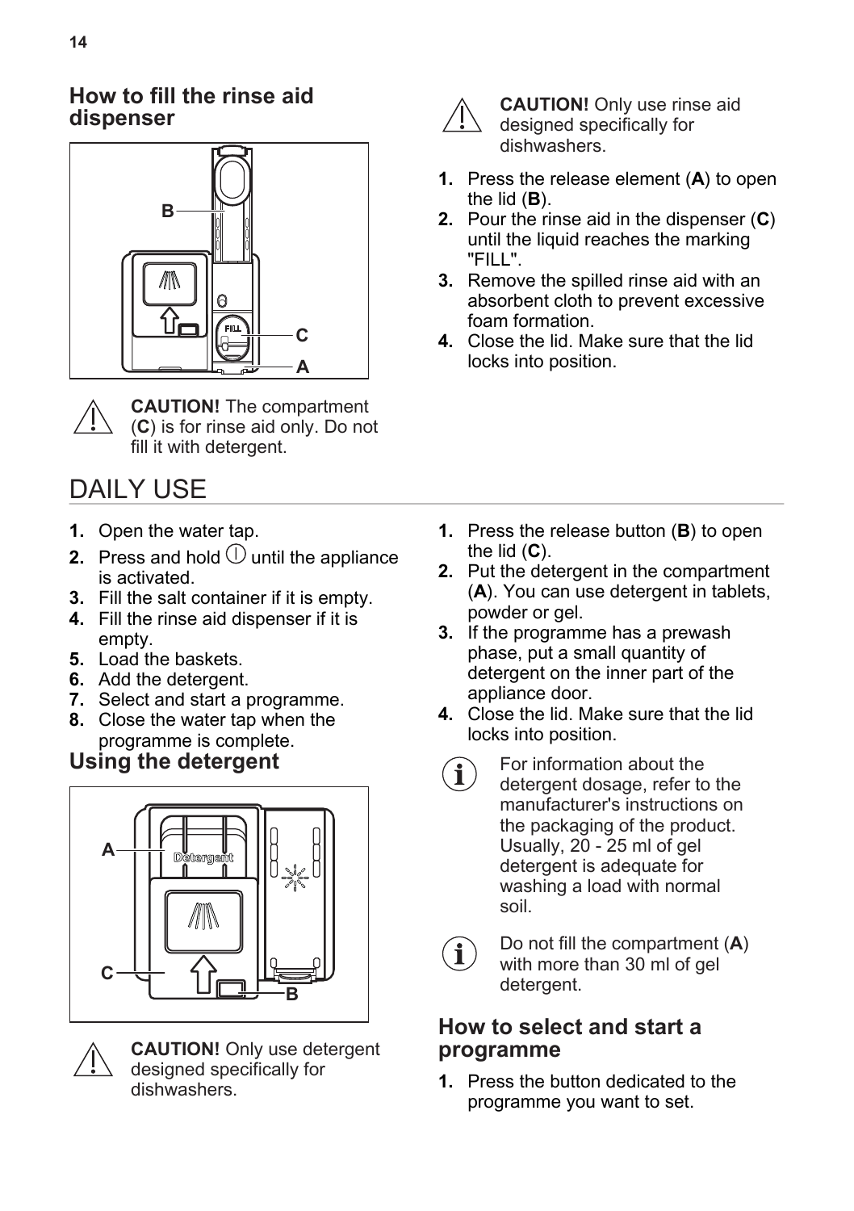## How to fill the rinse aid dispenser

**CAUTION!** The compartment (**C**) is for rinse aid only. Do not fill it with detergent.

**CAUTION!** Only use rinse aid designed specifically for dishwashers.

1. Press the release element (**A**) to open the lid (**B**).
2. Pour the rinse aid in the dispenser (**C**) until the liquid reaches the marking "FILL".
3. Remove the spilled rinse aid with an absorbent cloth to prevent excessive foam formation.
4. Close the lid. Make sure that the lid locks into position.

# DAILY USE

1. Open the water tap.
2. Press and hold ⏻ until the appliance is activated.
3. Fill the salt container if it is empty.
4. Fill the rinse aid dispenser if it is empty.
5. Load the baskets.
6. Add the detergent.
7. Select and start a programme.
8. Close the water tap when the programme is complete.

## Using the detergent

**CAUTION!** Only use detergent designed specifically for dishwashers.

1. Press the release button (**B**) to open the lid (**C**).
2. Put the detergent in the compartment (**A**). You can use detergent in tablets, powder or gel.
3. If the programme has a prewash phase, put a small quantity of detergent on the inner part of the appliance door.
4. Close the lid. Make sure that the lid locks into position.

For information about the detergent dosage, refer to the manufacturer's instructions on the packaging of the product. Usually, 20 - 25 ml of gel detergent is adequate for washing a load with normal soil.

Do not fill the compartment (**A**) with more than 30 ml of gel detergent.

## How to select and start a programme

1. Press the button dedicated to the programme you want to set.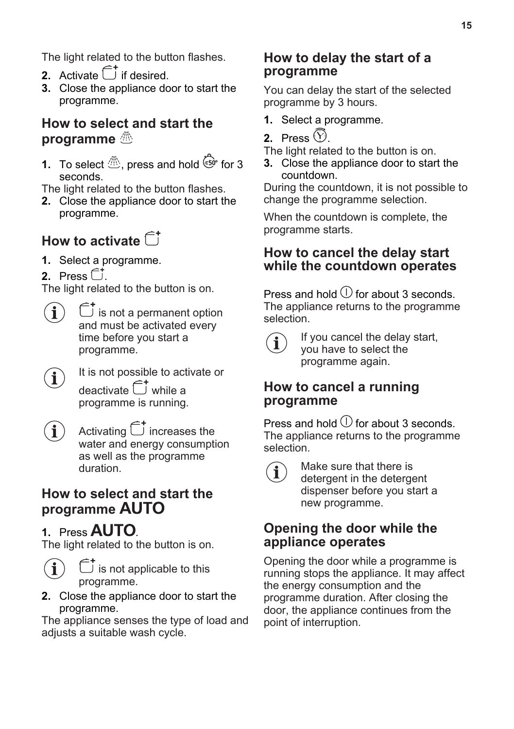The light related to the button flashes.

2. Activate ⊡ if desired.
3. Close the appliance door to start the programme.

## How to select and start the programme

1. To select the programme, press and hold the button for 3 seconds.

The light related to the button flashes.

2. Close the appliance door to start the programme.

## How to activate ⊡

1. Select a programme.
2. Press ⊡.

The light related to the button is on.

> ⊡ is not a permanent option and must be activated every time before you start a programme.

> It is not possible to activate or deactivate ⊡ while a programme is running.

> Activating ⊡ increases the water and energy consumption as well as the programme duration.

## How to select and start the programme AUTO

1. Press **AUTO**.

The light related to the button is on.

> ⊡ is not applicable to this programme.

2. Close the appliance door to start the programme.

The appliance senses the type of load and adjusts a suitable wash cycle.

## How to delay the start of a programme

You can delay the start of the selected programme by 3 hours.

1. Select a programme.
2. Press the delay start button.

The light related to the button is on.

3. Close the appliance door to start the countdown.

During the countdown, it is not possible to change the programme selection.

When the countdown is complete, the programme starts.

## How to cancel the delay start while the countdown operates

Press and hold the on/off button for about 3 seconds. The appliance returns to the programme selection.

> If you cancel the delay start, you have to select the programme again.

## How to cancel a running programme

Press and hold the on/off button for about 3 seconds. The appliance returns to the programme selection.

> Make sure that there is detergent in the detergent dispenser before you start a new programme.

## Opening the door while the appliance operates

Opening the door while a programme is running stops the appliance. It may affect the energy consumption and the programme duration. After closing the door, the appliance continues from the point of interruption.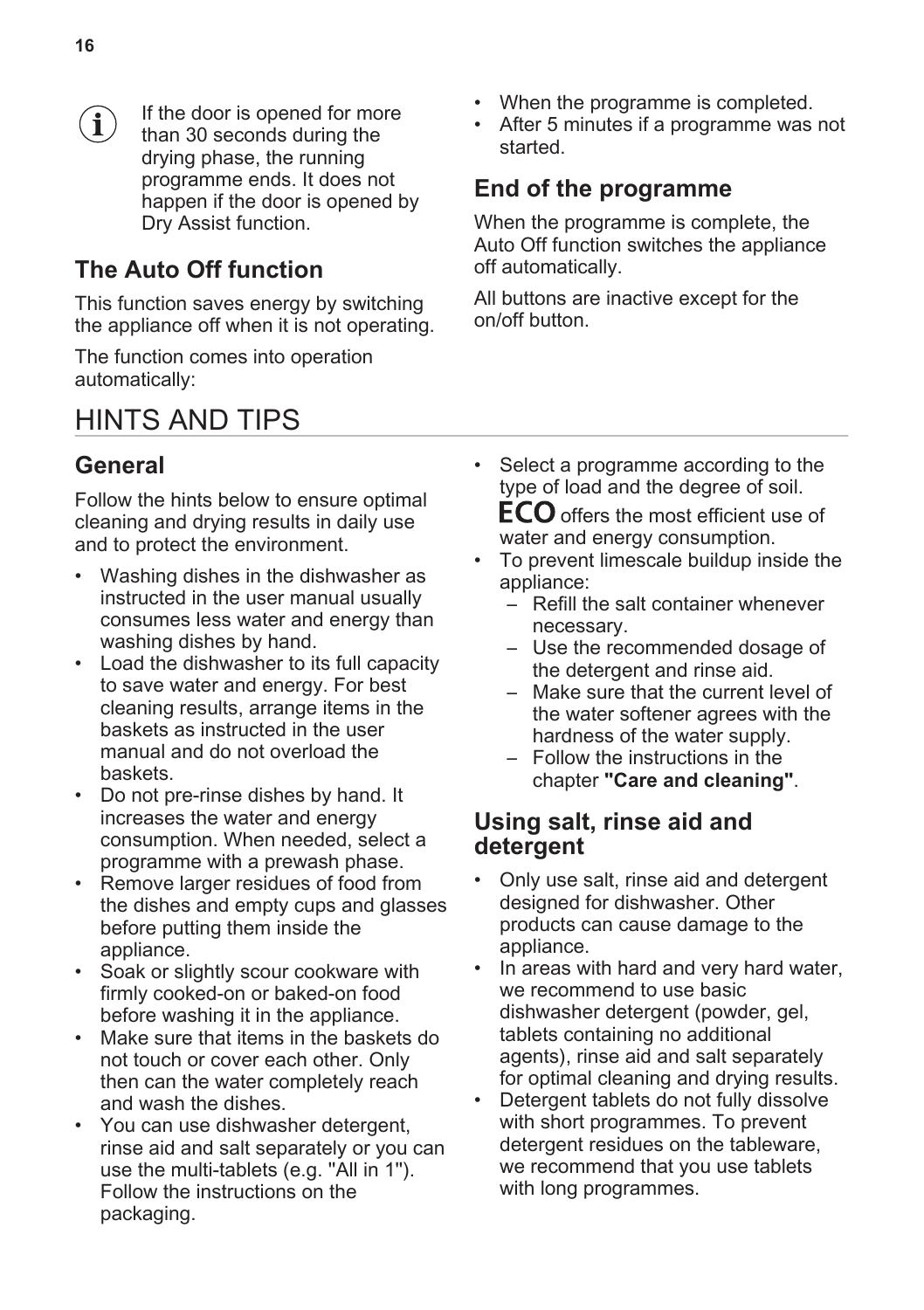If the door is opened for more than 30 seconds during the drying phase, the running programme ends. It does not happen if the door is opened by Dry Assist function.

## The Auto Off function

This function saves energy by switching the appliance off when it is not operating.

The function comes into operation automatically:

- When the programme is completed.
- After 5 minutes if a programme was not started.

## End of the programme

When the programme is complete, the Auto Off function switches the appliance off automatically.

All buttons are inactive except for the on/off button.

# HINTS AND TIPS

## General

Follow the hints below to ensure optimal cleaning and drying results in daily use and to protect the environment.

- Washing dishes in the dishwasher as instructed in the user manual usually consumes less water and energy than washing dishes by hand.
- Load the dishwasher to its full capacity to save water and energy. For best cleaning results, arrange items in the baskets as instructed in the user manual and do not overload the baskets.
- Do not pre-rinse dishes by hand. It increases the water and energy consumption. When needed, select a programme with a prewash phase.
- Remove larger residues of food from the dishes and empty cups and glasses before putting them inside the appliance.
- Soak or slightly scour cookware with firmly cooked-on or baked-on food before washing it in the appliance.
- Make sure that items in the baskets do not touch or cover each other. Only then can the water completely reach and wash the dishes.
- You can use dishwasher detergent, rinse aid and salt separately or you can use the multi-tablets (e.g. "All in 1"). Follow the instructions on the packaging.
- Select a programme according to the type of load and the degree of soil. **ECO** offers the most efficient use of water and energy consumption.
- To prevent limescale buildup inside the appliance:
  - Refill the salt container whenever necessary.
  - Use the recommended dosage of the detergent and rinse aid.
  - Make sure that the current level of the water softener agrees with the hardness of the water supply.
  - Follow the instructions in the chapter **"Care and cleaning"**.

## Using salt, rinse aid and detergent

- Only use salt, rinse aid and detergent designed for dishwasher. Other products can cause damage to the appliance.
- In areas with hard and very hard water, we recommend to use basic dishwasher detergent (powder, gel, tablets containing no additional agents), rinse aid and salt separately for optimal cleaning and drying results.
- Detergent tablets do not fully dissolve with short programmes. To prevent detergent residues on the tableware, we recommend that you use tablets with long programmes.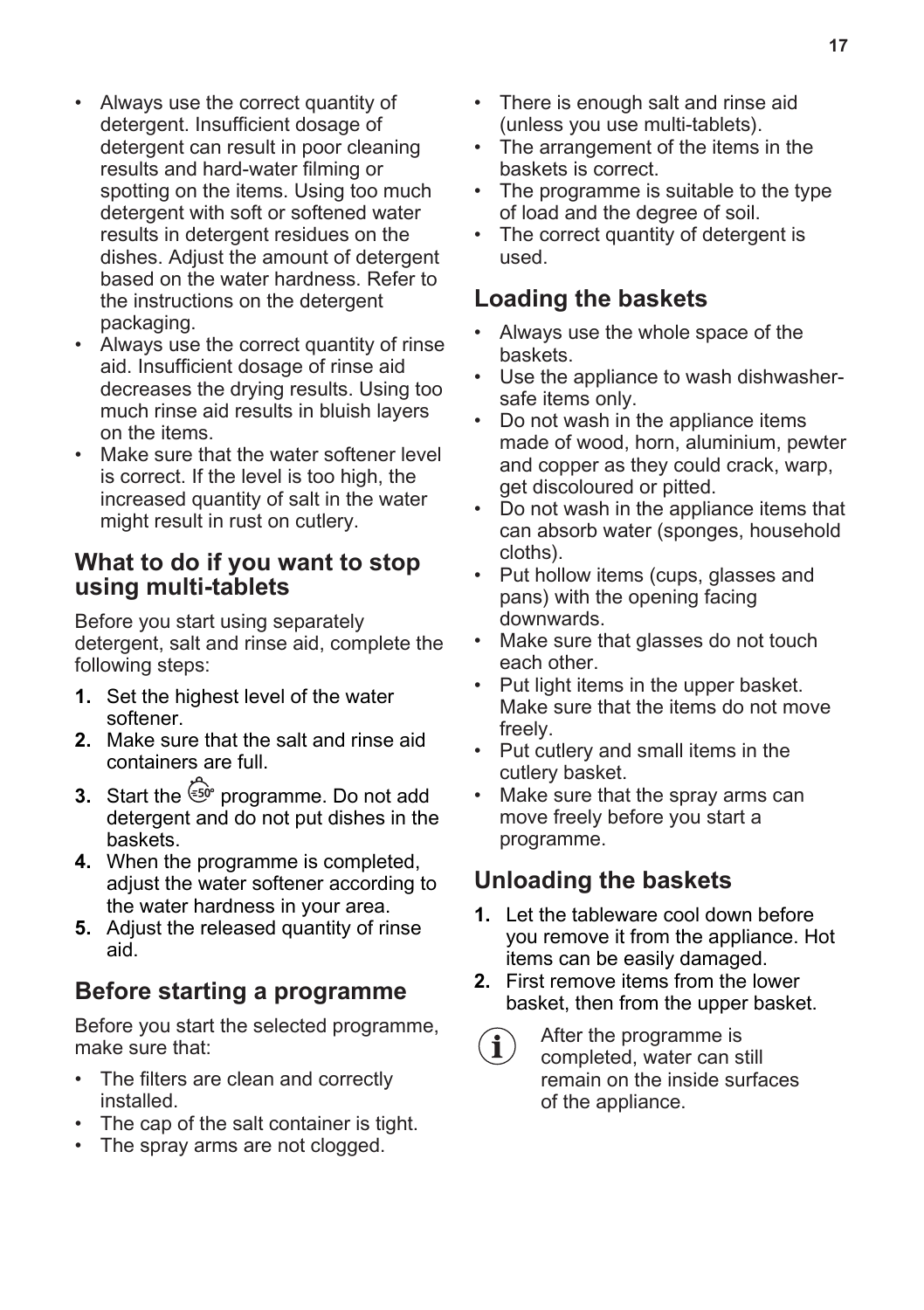- Always use the correct quantity of detergent. Insufficient dosage of detergent can result in poor cleaning results and hard-water filming or spotting on the items. Using too much detergent with soft or softened water results in detergent residues on the dishes. Adjust the amount of detergent based on the water hardness. Refer to the instructions on the detergent packaging.
- Always use the correct quantity of rinse aid. Insufficient dosage of rinse aid decreases the drying results. Using too much rinse aid results in bluish layers on the items.
- Make sure that the water softener level is correct. If the level is too high, the increased quantity of salt in the water might result in rust on cutlery.

## What to do if you want to stop using multi-tablets

Before you start using separately detergent, salt and rinse aid, complete the following steps:

1. Set the highest level of the water softener.
2. Make sure that the salt and rinse aid containers are full.
3. Start the 50° programme. Do not add detergent and do not put dishes in the baskets.
4. When the programme is completed, adjust the water softener according to the water hardness in your area.
5. Adjust the released quantity of rinse aid.

## Before starting a programme

Before you start the selected programme, make sure that:

- The filters are clean and correctly installed.
- The cap of the salt container is tight.
- The spray arms are not clogged.
- There is enough salt and rinse aid (unless you use multi-tablets).
- The arrangement of the items in the baskets is correct.
- The programme is suitable to the type of load and the degree of soil.
- The correct quantity of detergent is used.

## Loading the baskets

- Always use the whole space of the baskets.
- Use the appliance to wash dishwasher-safe items only.
- Do not wash in the appliance items made of wood, horn, aluminium, pewter and copper as they could crack, warp, get discoloured or pitted.
- Do not wash in the appliance items that can absorb water (sponges, household cloths).
- Put hollow items (cups, glasses and pans) with the opening facing downwards.
- Make sure that glasses do not touch each other.
- Put light items in the upper basket. Make sure that the items do not move freely.
- Put cutlery and small items in the cutlery basket.
- Make sure that the spray arms can move freely before you start a programme.

## Unloading the baskets

1. Let the tableware cool down before you remove it from the appliance. Hot items can be easily damaged.
2. First remove items from the lower basket, then from the upper basket.

After the programme is completed, water can still remain on the inside surfaces of the appliance.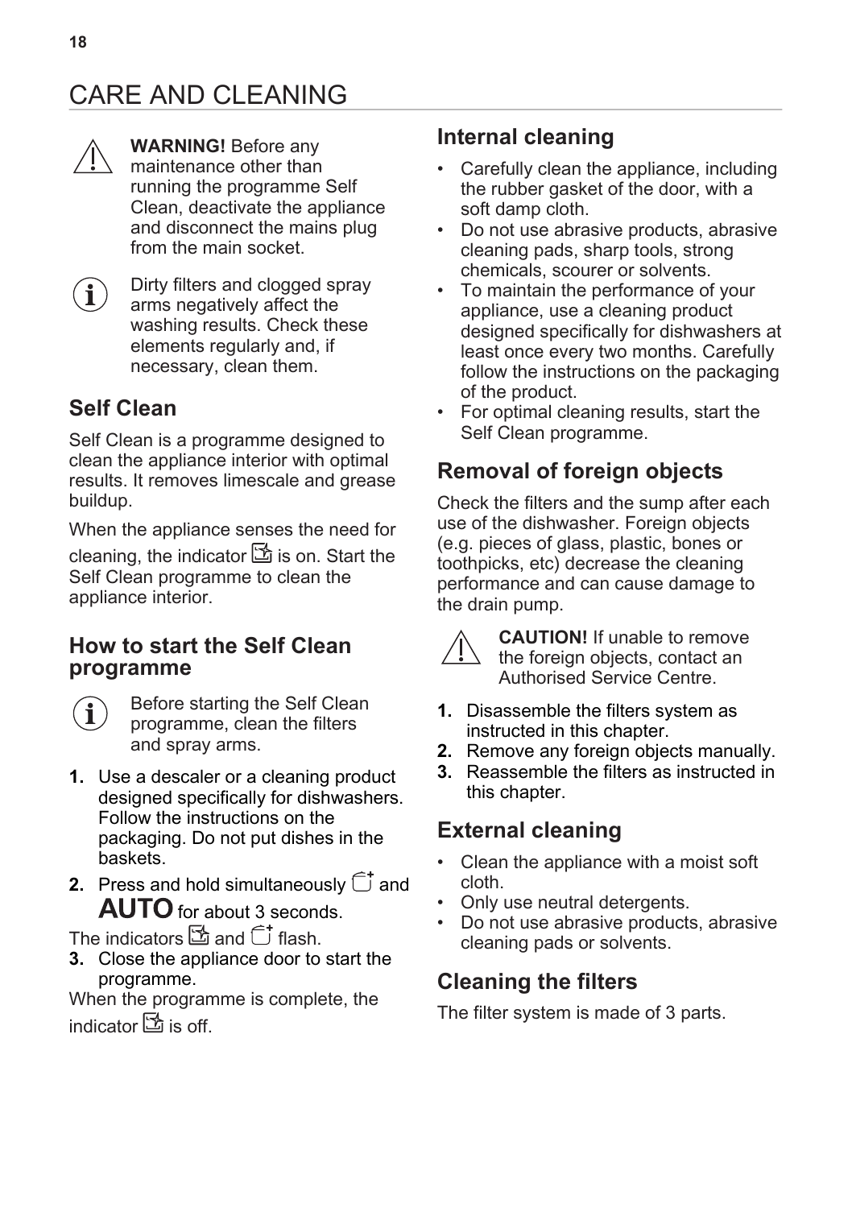# CARE AND CLEANING

**WARNING!** Before any maintenance other than running the programme Self Clean, deactivate the appliance and disconnect the mains plug from the main socket.

Dirty filters and clogged spray arms negatively affect the washing results. Check these elements regularly and, if necessary, clean them.

## Self Clean

Self Clean is a programme designed to clean the appliance interior with optimal results. It removes limescale and grease buildup.

When the appliance senses the need for cleaning, the indicator is on. Start the Self Clean programme to clean the appliance interior.

## How to start the Self Clean programme

Before starting the Self Clean programme, clean the filters and spray arms.

1. Use a descaler or a cleaning product designed specifically for dishwashers. Follow the instructions on the packaging. Do not put dishes in the baskets.
2. Press and hold simultaneously and **AUTO** for about 3 seconds.

The indicators and flash.

3. Close the appliance door to start the programme.

When the programme is complete, the indicator is off.

## Internal cleaning

- Carefully clean the appliance, including the rubber gasket of the door, with a soft damp cloth.
- Do not use abrasive products, abrasive cleaning pads, sharp tools, strong chemicals, scourer or solvents.
- To maintain the performance of your appliance, use a cleaning product designed specifically for dishwashers at least once every two months. Carefully follow the instructions on the packaging of the product.
- For optimal cleaning results, start the Self Clean programme.

## Removal of foreign objects

Check the filters and the sump after each use of the dishwasher. Foreign objects (e.g. pieces of glass, plastic, bones or toothpicks, etc) decrease the cleaning performance and can cause damage to the drain pump.

**CAUTION!** If unable to remove the foreign objects, contact an Authorised Service Centre.

1. Disassemble the filters system as instructed in this chapter.
2. Remove any foreign objects manually.
3. Reassemble the filters as instructed in this chapter.

## External cleaning

- Clean the appliance with a moist soft cloth.
- Only use neutral detergents.
- Do not use abrasive products, abrasive cleaning pads or solvents.

## Cleaning the filters

The filter system is made of 3 parts.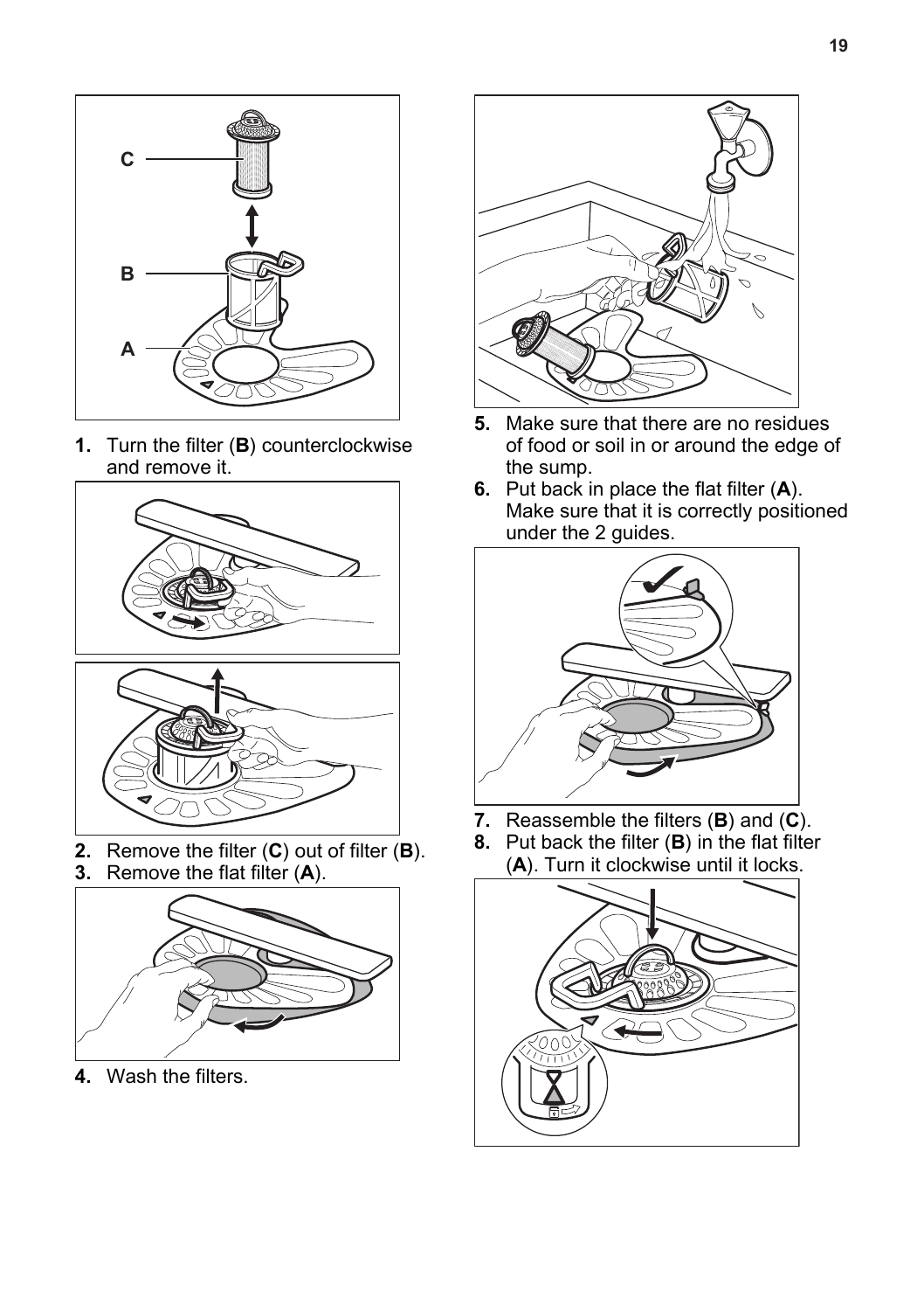C

B

A

1. Turn the filter (**B**) counterclockwise and remove it.
2. Remove the filter (**C**) out of filter (**B**).
3. Remove the flat filter (**A**).
4. Wash the filters.
5. Make sure that there are no residues of food or soil in or around the edge of the sump.
6. Put back in place the flat filter (**A**). Make sure that it is correctly positioned under the 2 guides.
7. Reassemble the filters (**B**) and (**C**).
8. Put back the filter (**B**) in the flat filter (**A**). Turn it clockwise until it locks.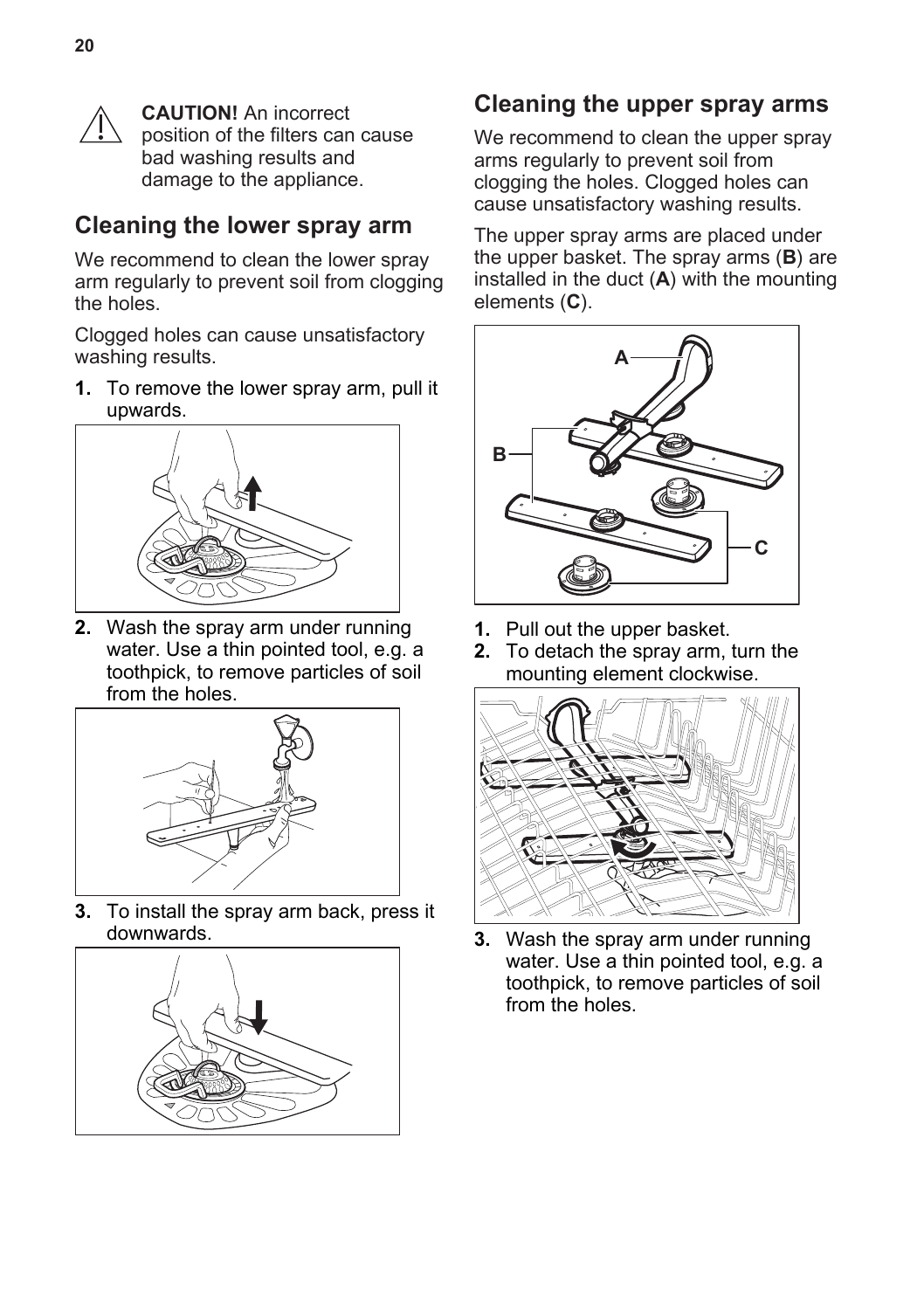**CAUTION!** An incorrect position of the filters can cause bad washing results and damage to the appliance.

## Cleaning the lower spray arm

We recommend to clean the lower spray arm regularly to prevent soil from clogging the holes.

Clogged holes can cause unsatisfactory washing results.

1. To remove the lower spray arm, pull it upwards.
2. Wash the spray arm under running water. Use a thin pointed tool, e.g. a toothpick, to remove particles of soil from the holes.
3. To install the spray arm back, press it downwards.

## Cleaning the upper spray arms

We recommend to clean the upper spray arms regularly to prevent soil from clogging the holes. Clogged holes can cause unsatisfactory washing results.

The upper spray arms are placed under the upper basket. The spray arms (**B**) are installed in the duct (**A**) with the mounting elements (**C**).

1. Pull out the upper basket.
2. To detach the spray arm, turn the mounting element clockwise.
3. Wash the spray arm under running water. Use a thin pointed tool, e.g. a toothpick, to remove particles of soil from the holes.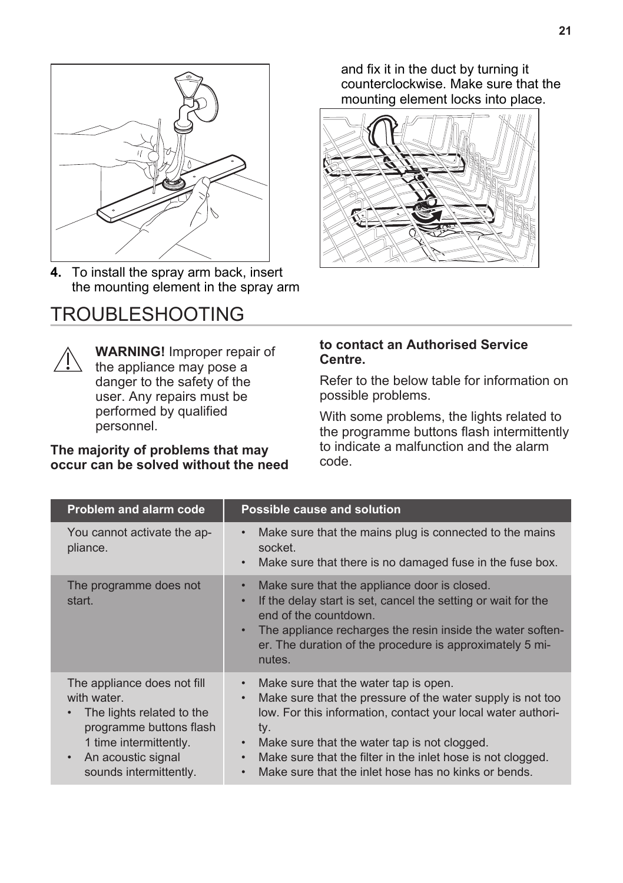4. To install the spray arm back, insert the mounting element in the spray arm and fix it in the duct by turning it counterclockwise. Make sure that the mounting element locks into place.

# TROUBLESHOOTING

**WARNING!** Improper repair of the appliance may pose a danger to the safety of the user. Any repairs must be performed by qualified personnel.

**The majority of problems that may occur can be solved without the need to contact an Authorised Service Centre.**

Refer to the below table for information on possible problems.

With some problems, the lights related to the programme buttons flash intermittently to indicate a malfunction and the alarm code.

| Problem and alarm code | Possible cause and solution |
| --- | --- |
| You cannot activate the appliance. | • Make sure that the mains plug is connected to the mains socket.<br>• Make sure that there is no damaged fuse in the fuse box. |
| The programme does not start. | • Make sure that the appliance door is closed.<br>• If the delay start is set, cancel the setting or wait for the end of the countdown.<br>• The appliance recharges the resin inside the water softener. The duration of the procedure is approximately 5 minutes. |
| The appliance does not fill with water.<br>• The lights related to the programme buttons flash 1 time intermittently.<br>• An acoustic signal sounds intermittently. | • Make sure that the water tap is open.<br>• Make sure that the pressure of the water supply is not too low. For this information, contact your local water authority.<br>• Make sure that the water tap is not clogged.<br>• Make sure that the filter in the inlet hose is not clogged.<br>• Make sure that the inlet hose has no kinks or bends. |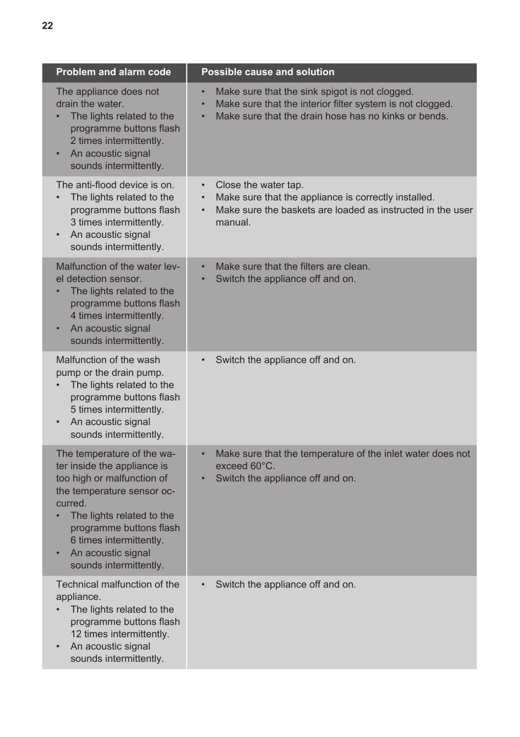| Problem and alarm code | Possible cause and solution |
|---|---|
| The appliance does not drain the water.<br>• The lights related to the programme buttons flash 2 times intermittently.<br>• An acoustic signal sounds intermittently. | • Make sure that the sink spigot is not clogged.<br>• Make sure that the interior filter system is not clogged.<br>• Make sure that the drain hose has no kinks or bends. |
| The anti-flood device is on.<br>• The lights related to the programme buttons flash 3 times intermittently.<br>• An acoustic signal sounds intermittently. | • Close the water tap.<br>• Make sure that the appliance is correctly installed.<br>• Make sure the baskets are loaded as instructed in the user manual. |
| Malfunction of the water level detection sensor.<br>• The lights related to the programme buttons flash 4 times intermittently.<br>• An acoustic signal sounds intermittently. | • Make sure that the filters are clean.<br>• Switch the appliance off and on. |
| Malfunction of the wash pump or the drain pump.<br>• The lights related to the programme buttons flash 5 times intermittently.<br>• An acoustic signal sounds intermittently. | • Switch the appliance off and on. |
| The temperature of the water inside the appliance is too high or malfunction of the temperature sensor occurred.<br>• The lights related to the programme buttons flash 6 times intermittently.<br>• An acoustic signal sounds intermittently. | • Make sure that the temperature of the inlet water does not exceed 60°C.<br>• Switch the appliance off and on. |
| Technical malfunction of the appliance.<br>• The lights related to the programme buttons flash 12 times intermittently.<br>• An acoustic signal sounds intermittently. | • Switch the appliance off and on. |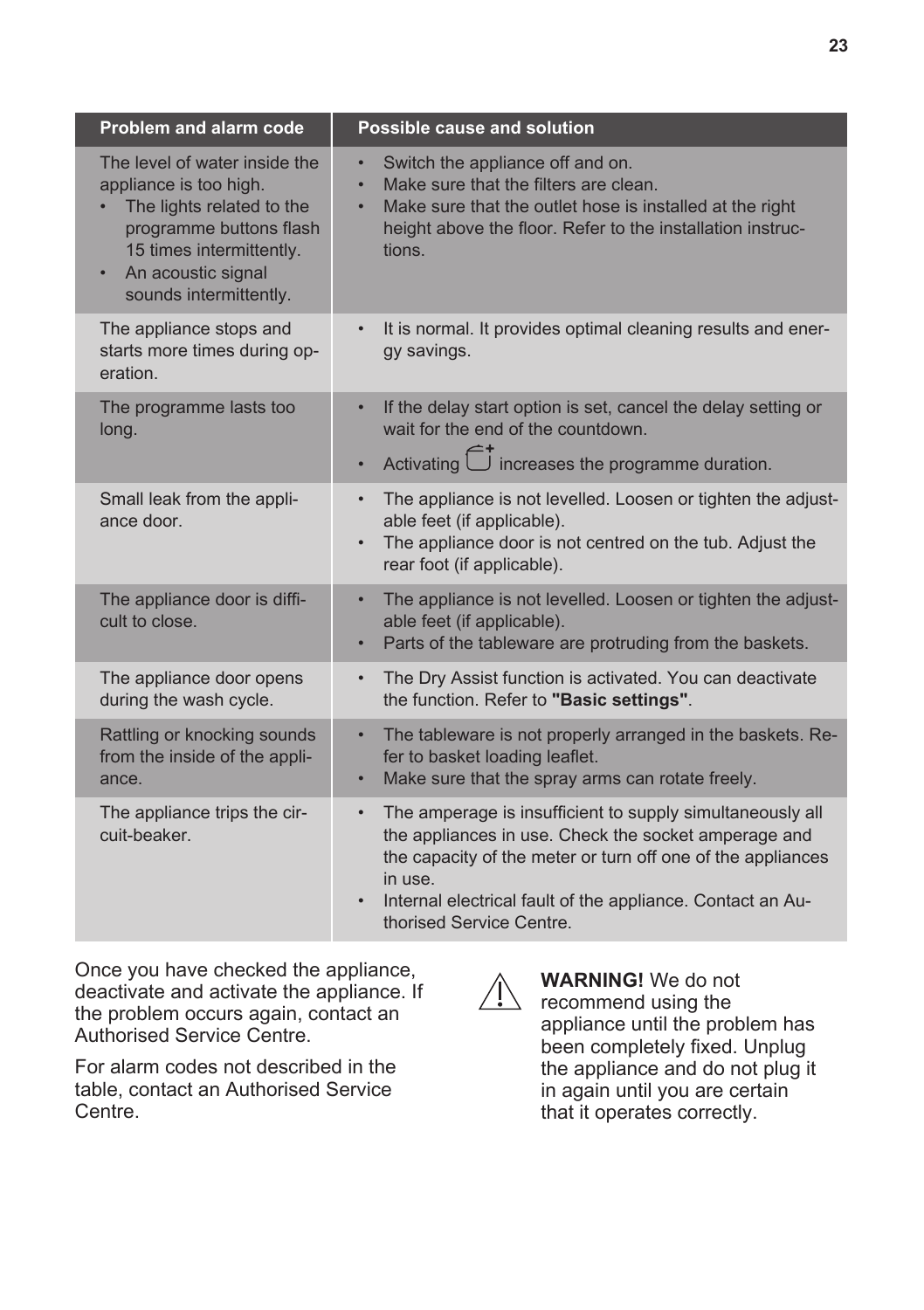| Problem and alarm code | Possible cause and solution |
|---|---|
| The level of water inside the appliance is too high.<br>• The lights related to the programme buttons flash 15 times intermittently.<br>• An acoustic signal sounds intermittently. | • Switch the appliance off and on.<br>• Make sure that the filters are clean.<br>• Make sure that the outlet hose is installed at the right height above the floor. Refer to the installation instructions. |
| The appliance stops and starts more times during operation. | • It is normal. It provides optimal cleaning results and energy savings. |
| The programme lasts too long. | • If the delay start option is set, cancel the delay setting or wait for the end of the countdown.<br>• Activating ⊕ increases the programme duration. |
| Small leak from the appliance door. | • The appliance is not levelled. Loosen or tighten the adjustable feet (if applicable).<br>• The appliance door is not centred on the tub. Adjust the rear foot (if applicable). |
| The appliance door is difficult to close. | • The appliance is not levelled. Loosen or tighten the adjustable feet (if applicable).<br>• Parts of the tableware are protruding from the baskets. |
| The appliance door opens during the wash cycle. | • The Dry Assist function is activated. You can deactivate the function. Refer to **"Basic settings"**. |
| Rattling or knocking sounds from the inside of the appliance. | • The tableware is not properly arranged in the baskets. Refer to basket loading leaflet.<br>• Make sure that the spray arms can rotate freely. |
| The appliance trips the circuit-beaker. | • The amperage is insufficient to supply simultaneously all the appliances in use. Check the socket amperage and the capacity of the meter or turn off one of the appliances in use.<br>• Internal electrical fault of the appliance. Contact an Authorised Service Centre. |

Once you have checked the appliance, deactivate and activate the appliance. If the problem occurs again, contact an Authorised Service Centre.

For alarm codes not described in the table, contact an Authorised Service Centre.

**WARNING!** We do not recommend using the appliance until the problem has been completely fixed. Unplug the appliance and do not plug it in again until you are certain that it operates correctly.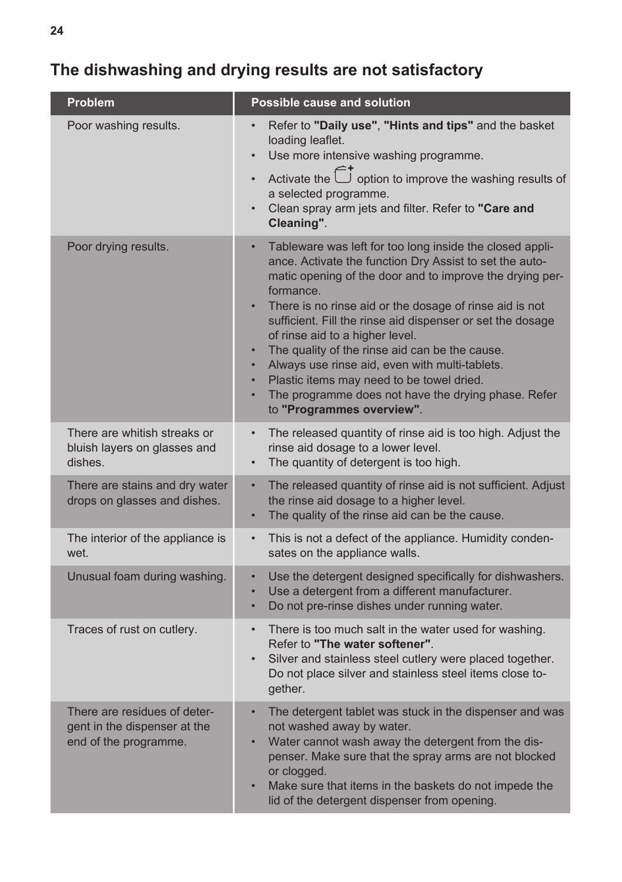## The dishwashing and drying results are not satisfactory

| Problem | Possible cause and solution |
| --- | --- |
| Poor washing results. | • Refer to **"Daily use"**, **"Hints and tips"** and the basket loading leaflet.<br>• Use more intensive washing programme.<br>• Activate the option to improve the washing results of a selected programme.<br>• Clean spray arm jets and filter. Refer to **"Care and Cleaning"**. |
| Poor drying results. | • Tableware was left for too long inside the closed appliance. Activate the function Dry Assist to set the automatic opening of the door and to improve the drying performance.<br>• There is no rinse aid or the dosage of rinse aid is not sufficient. Fill the rinse aid dispenser or set the dosage of rinse aid to a higher level.<br>• The quality of the rinse aid can be the cause.<br>• Always use rinse aid, even with multi-tablets.<br>• Plastic items may need to be towel dried.<br>• The programme does not have the drying phase. Refer to **"Programmes overview"**. |
| There are whitish streaks or bluish layers on glasses and dishes. | • The released quantity of rinse aid is too high. Adjust the rinse aid dosage to a lower level.<br>• The quantity of detergent is too high. |
| There are stains and dry water drops on glasses and dishes. | • The released quantity of rinse aid is not sufficient. Adjust the rinse aid dosage to a higher level.<br>• The quality of the rinse aid can be the cause. |
| The interior of the appliance is wet. | • This is not a defect of the appliance. Humidity condensates on the appliance walls. |
| Unusual foam during washing. | • Use the detergent designed specifically for dishwashers.<br>• Use a detergent from a different manufacturer.<br>• Do not pre-rinse dishes under running water. |
| Traces of rust on cutlery. | • There is too much salt in the water used for washing. Refer to **"The water softener"**.<br>• Silver and stainless steel cutlery were placed together. Do not place silver and stainless steel items close together. |
| There are residues of detergent in the dispenser at the end of the programme. | • The detergent tablet was stuck in the dispenser and was not washed away by water.<br>• Water cannot wash away the detergent from the dispenser. Make sure that the spray arms are not blocked or clogged.<br>• Make sure that items in the baskets do not impede the lid of the detergent dispenser from opening. |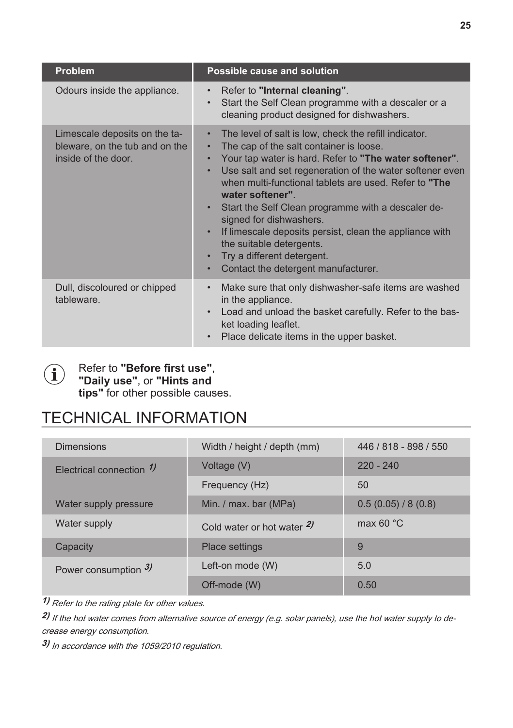| Problem | Possible cause and solution |
|---|---|
| Odours inside the appliance. | • Refer to **"Internal cleaning"**.<br>• Start the Self Clean programme with a descaler or a cleaning product designed for dishwashers. |
| Limescale deposits on the tableware, on the tub and on the inside of the door. | • The level of salt is low, check the refill indicator.<br>• The cap of the salt container is loose.<br>• Your tap water is hard. Refer to **"The water softener"**.<br>• Use salt and set regeneration of the water softener even when multi-functional tablets are used. Refer to **"The water softener"**.<br>• Start the Self Clean programme with a descaler designed for dishwashers.<br>• If limescale deposits persist, clean the appliance with the suitable detergents.<br>• Try a different detergent.<br>• Contact the detergent manufacturer. |
| Dull, discoloured or chipped tableware. | • Make sure that only dishwasher-safe items are washed in the appliance.<br>• Load and unload the basket carefully. Refer to the basket loading leaflet.<br>• Place delicate items in the upper basket. |

Refer to **"Before first use"**, **"Daily use"**, or **"Hints and tips"** for other possible causes.

# TECHNICAL INFORMATION

| | | |
|---|---|---|
| Dimensions | Width / height / depth (mm) | 446 / 818 - 898 / 550 |
| Electrical connection [1] | Voltage (V) | 220 - 240 |
| | Frequency (Hz) | 50 |
| Water supply pressure | Min. / max. bar (MPa) | 0.5 (0.05) / 8 (0.8) |
| Water supply | Cold water or hot water [2] | max 60 °C |
| Capacity | Place settings | 9 |
| Power consumption [3] | Left-on mode (W) | 5.0 |
| | Off-mode (W) | 0.50 |

[1] *Refer to the rating plate for other values.*

[2] *If the hot water comes from alternative source of energy (e.g. solar panels), use the hot water supply to decrease energy consumption.*

[3] *In accordance with the 1059/2010 regulation.*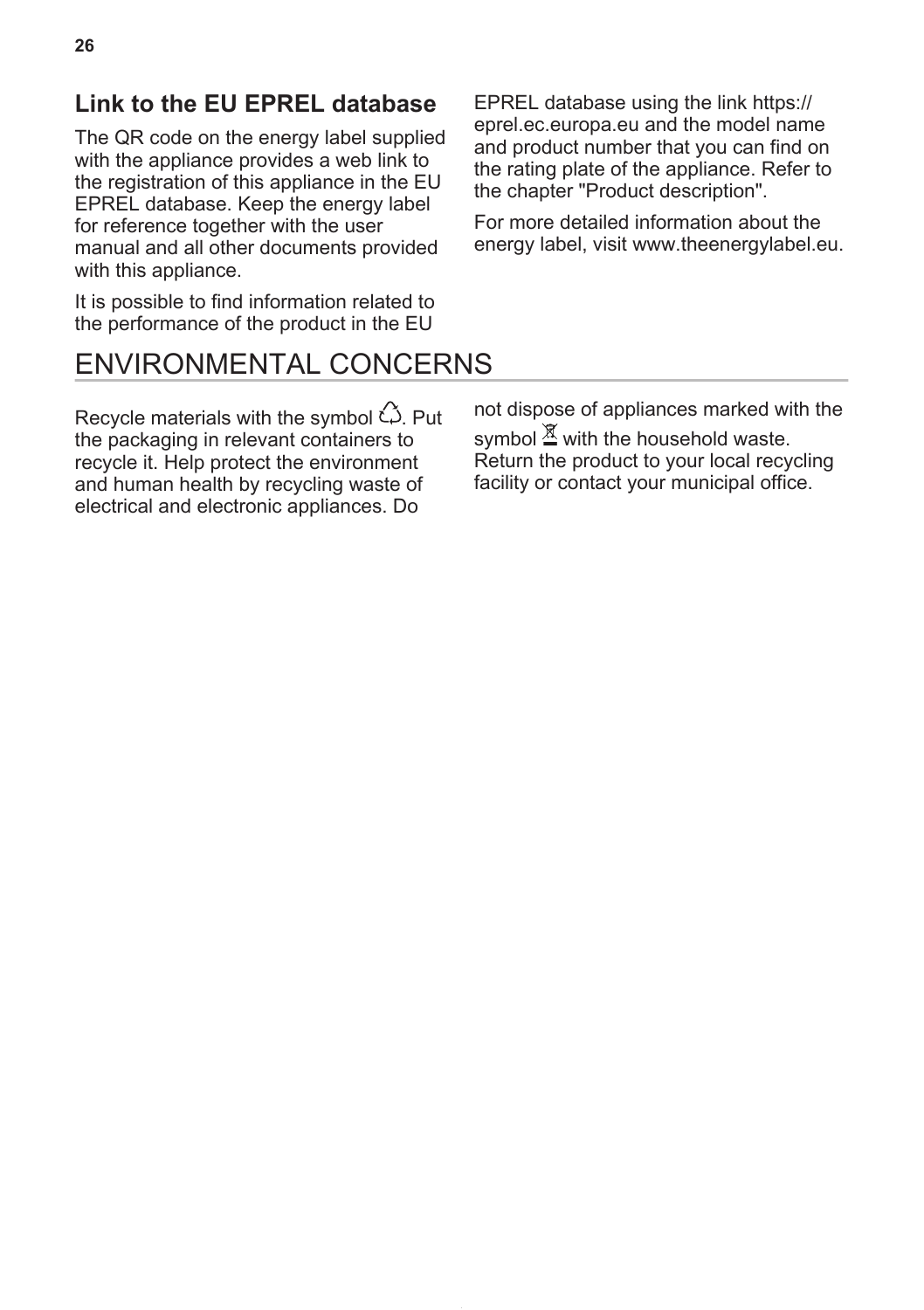### Link to the EU EPREL database

The QR code on the energy label supplied with the appliance provides a web link to the registration of this appliance in the EU EPREL database. Keep the energy label for reference together with the user manual and all other documents provided with this appliance.

It is possible to find information related to the performance of the product in the EU EPREL database using the link https://eprel.ec.europa.eu and the model name and product number that you can find on the rating plate of the appliance. Refer to the chapter "Product description".

For more detailed information about the energy label, visit www.theenergylabel.eu.

## ENVIRONMENTAL CONCERNS

Recycle materials with the symbol ♺. Put the packaging in relevant containers to recycle it. Help protect the environment and human health by recycling waste of electrical and electronic appliances. Do not dispose of appliances marked with the symbol with the household waste. Return the product to your local recycling facility or contact your municipal office.